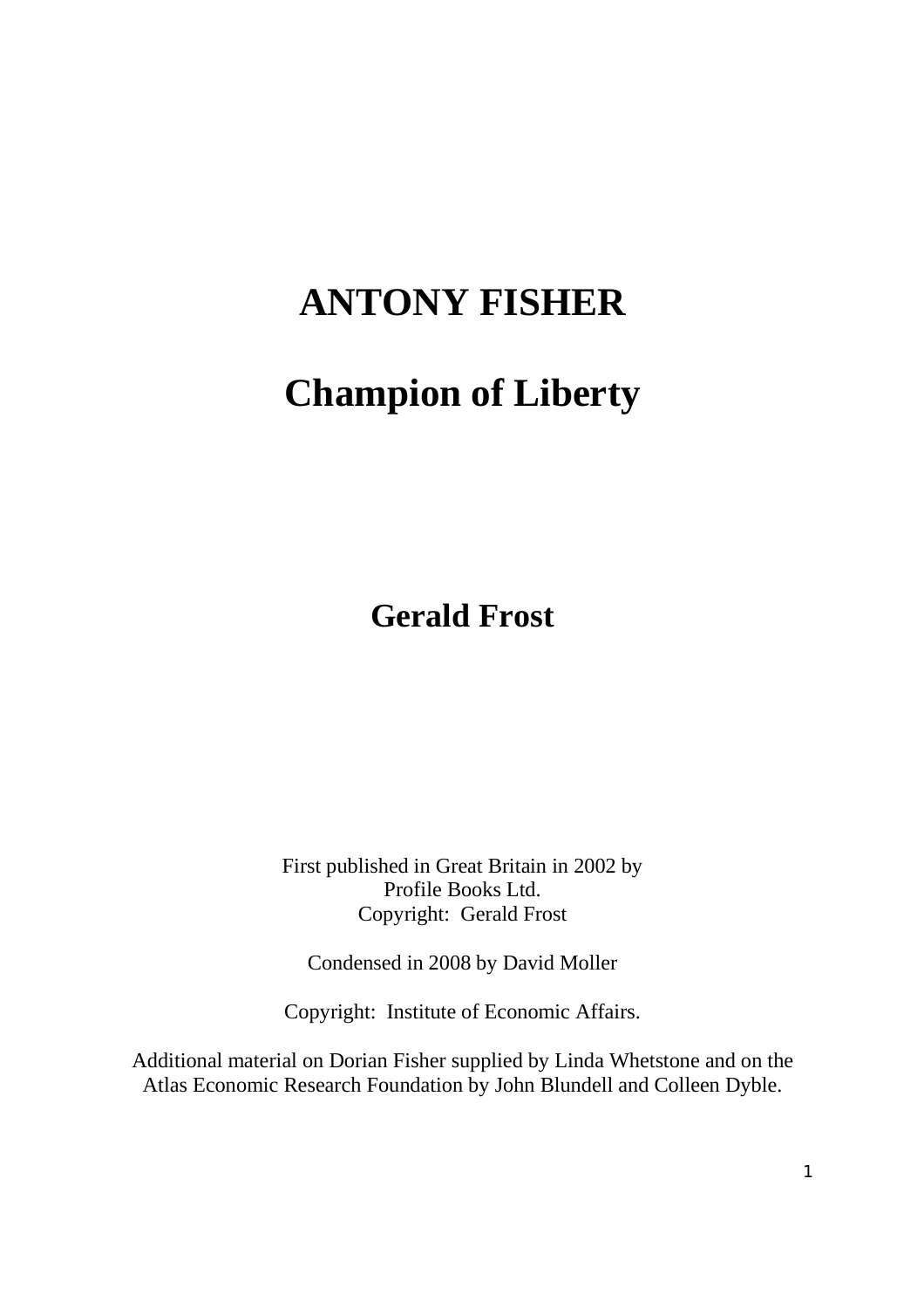# ANTONY FISHER

# Champion of Liberty

## Gerald Frost

First published in Great Britain in 2002 by
Profile Books Ltd.
Copyright: Gerald Frost

Condensed in 2008 by David Moller

Copyright: Institute of Economic Affairs.

Additional material on Dorian Fisher supplied by Linda Whetstone and on the Atlas Economic Research Foundation by John Blundell and Colleen Dyble.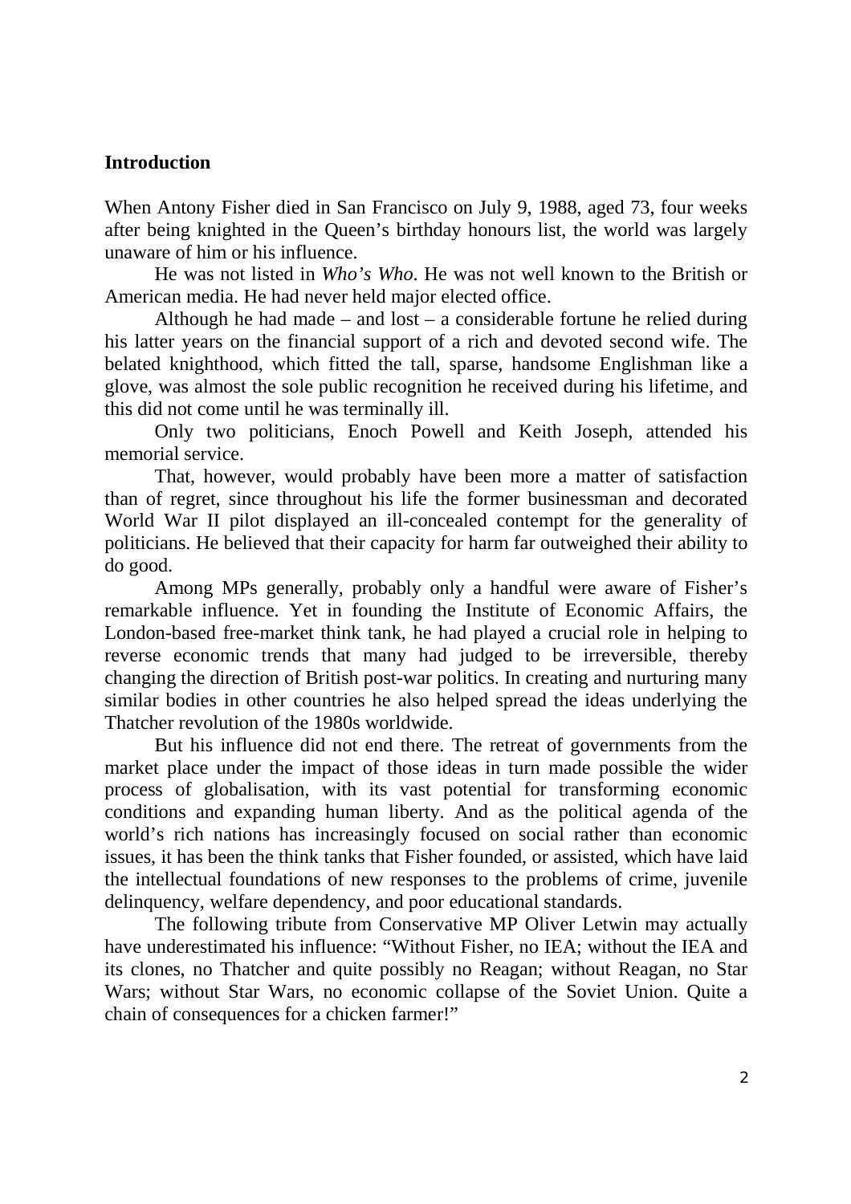## Introduction

When Antony Fisher died in San Francisco on July 9, 1988, aged 73, four weeks after being knighted in the Queen's birthday honours list, the world was largely unaware of him or his influence.

He was not listed in *Who's Who*. He was not well known to the British or American media. He had never held major elected office.

Although he had made – and lost – a considerable fortune he relied during his latter years on the financial support of a rich and devoted second wife. The belated knighthood, which fitted the tall, sparse, handsome Englishman like a glove, was almost the sole public recognition he received during his lifetime, and this did not come until he was terminally ill.

Only two politicians, Enoch Powell and Keith Joseph, attended his memorial service.

That, however, would probably have been more a matter of satisfaction than of regret, since throughout his life the former businessman and decorated World War II pilot displayed an ill-concealed contempt for the generality of politicians. He believed that their capacity for harm far outweighed their ability to do good.

Among MPs generally, probably only a handful were aware of Fisher's remarkable influence. Yet in founding the Institute of Economic Affairs, the London-based free-market think tank, he had played a crucial role in helping to reverse economic trends that many had judged to be irreversible, thereby changing the direction of British post-war politics. In creating and nurturing many similar bodies in other countries he also helped spread the ideas underlying the Thatcher revolution of the 1980s worldwide.

But his influence did not end there. The retreat of governments from the market place under the impact of those ideas in turn made possible the wider process of globalisation, with its vast potential for transforming economic conditions and expanding human liberty. And as the political agenda of the world's rich nations has increasingly focused on social rather than economic issues, it has been the think tanks that Fisher founded, or assisted, which have laid the intellectual foundations of new responses to the problems of crime, juvenile delinquency, welfare dependency, and poor educational standards.

The following tribute from Conservative MP Oliver Letwin may actually have underestimated his influence: "Without Fisher, no IEA; without the IEA and its clones, no Thatcher and quite possibly no Reagan; without Reagan, no Star Wars; without Star Wars, no economic collapse of the Soviet Union. Quite a chain of consequences for a chicken farmer!"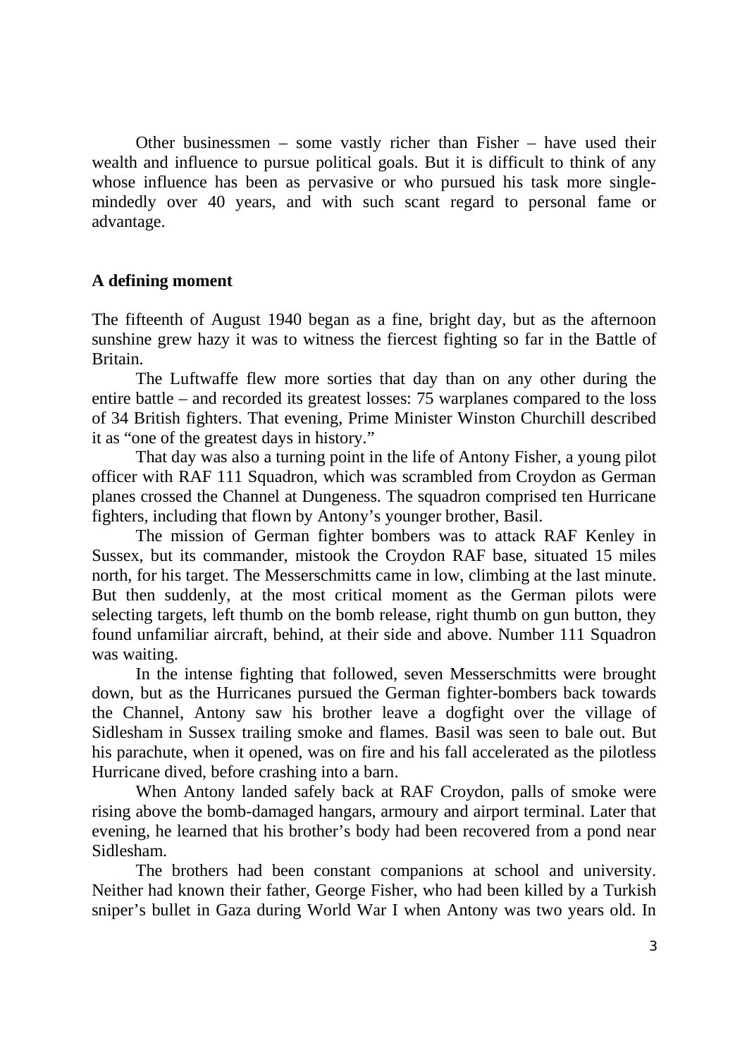Other businessmen – some vastly richer than Fisher – have used their wealth and influence to pursue political goals. But it is difficult to think of any whose influence has been as pervasive or who pursued his task more single-mindedly over 40 years, and with such scant regard to personal fame or advantage.

## A defining moment

The fifteenth of August 1940 began as a fine, bright day, but as the afternoon sunshine grew hazy it was to witness the fiercest fighting so far in the Battle of Britain.

The Luftwaffe flew more sorties that day than on any other during the entire battle – and recorded its greatest losses: 75 warplanes compared to the loss of 34 British fighters. That evening, Prime Minister Winston Churchill described it as "one of the greatest days in history."

That day was also a turning point in the life of Antony Fisher, a young pilot officer with RAF 111 Squadron, which was scrambled from Croydon as German planes crossed the Channel at Dungeness. The squadron comprised ten Hurricane fighters, including that flown by Antony's younger brother, Basil.

The mission of German fighter bombers was to attack RAF Kenley in Sussex, but its commander, mistook the Croydon RAF base, situated 15 miles north, for his target. The Messerschmitts came in low, climbing at the last minute. But then suddenly, at the most critical moment as the German pilots were selecting targets, left thumb on the bomb release, right thumb on gun button, they found unfamiliar aircraft, behind, at their side and above. Number 111 Squadron was waiting.

In the intense fighting that followed, seven Messerschmitts were brought down, but as the Hurricanes pursued the German fighter-bombers back towards the Channel, Antony saw his brother leave a dogfight over the village of Sidlesham in Sussex trailing smoke and flames. Basil was seen to bale out. But his parachute, when it opened, was on fire and his fall accelerated as the pilotless Hurricane dived, before crashing into a barn.

When Antony landed safely back at RAF Croydon, palls of smoke were rising above the bomb-damaged hangars, armoury and airport terminal. Later that evening, he learned that his brother's body had been recovered from a pond near Sidlesham.

The brothers had been constant companions at school and university. Neither had known their father, George Fisher, who had been killed by a Turkish sniper's bullet in Gaza during World War I when Antony was two years old. In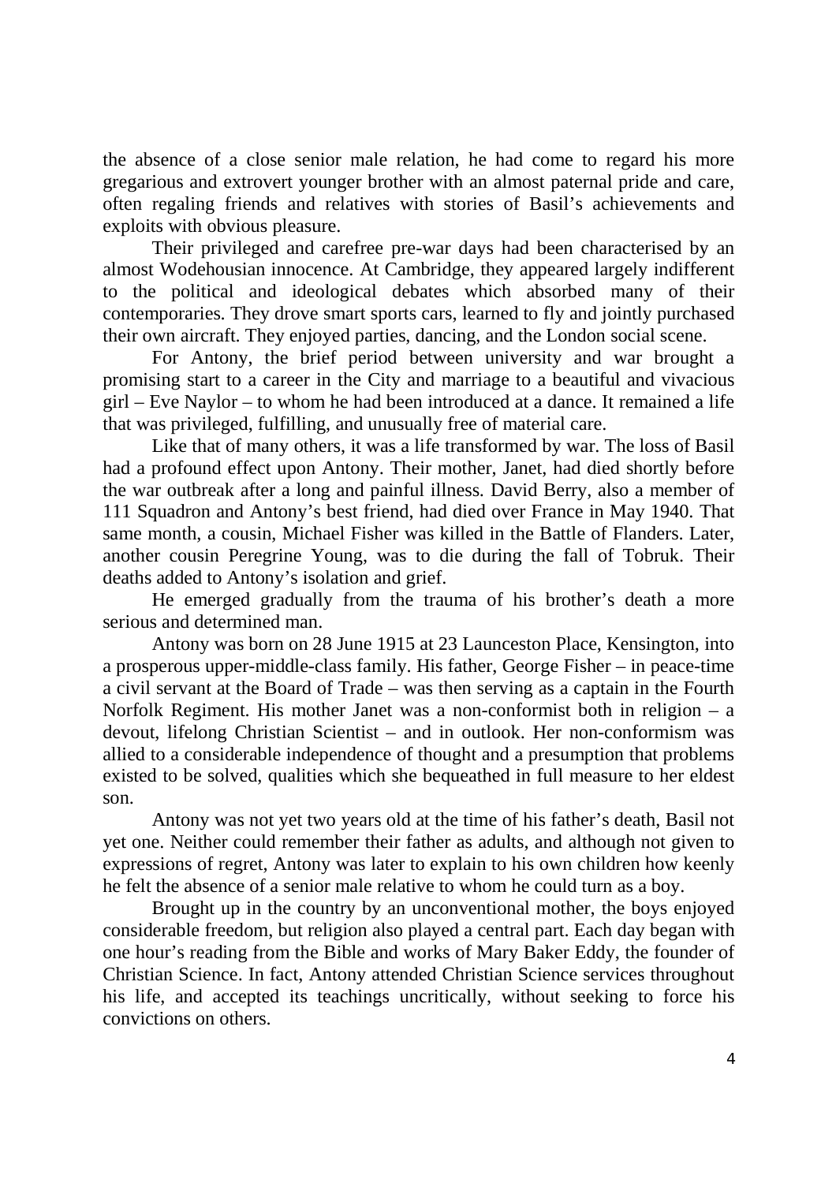the absence of a close senior male relation, he had come to regard his more gregarious and extrovert younger brother with an almost paternal pride and care, often regaling friends and relatives with stories of Basil's achievements and exploits with obvious pleasure.

Their privileged and carefree pre-war days had been characterised by an almost Wodehousian innocence. At Cambridge, they appeared largely indifferent to the political and ideological debates which absorbed many of their contemporaries. They drove smart sports cars, learned to fly and jointly purchased their own aircraft. They enjoyed parties, dancing, and the London social scene.

For Antony, the brief period between university and war brought a promising start to a career in the City and marriage to a beautiful and vivacious girl – Eve Naylor – to whom he had been introduced at a dance. It remained a life that was privileged, fulfilling, and unusually free of material care.

Like that of many others, it was a life transformed by war. The loss of Basil had a profound effect upon Antony. Their mother, Janet, had died shortly before the war outbreak after a long and painful illness. David Berry, also a member of 111 Squadron and Antony's best friend, had died over France in May 1940. That same month, a cousin, Michael Fisher was killed in the Battle of Flanders. Later, another cousin Peregrine Young, was to die during the fall of Tobruk. Their deaths added to Antony's isolation and grief.

He emerged gradually from the trauma of his brother's death a more serious and determined man.

Antony was born on 28 June 1915 at 23 Launceston Place, Kensington, into a prosperous upper-middle-class family. His father, George Fisher – in peace-time a civil servant at the Board of Trade – was then serving as a captain in the Fourth Norfolk Regiment. His mother Janet was a non-conformist both in religion – a devout, lifelong Christian Scientist – and in outlook. Her non-conformism was allied to a considerable independence of thought and a presumption that problems existed to be solved, qualities which she bequeathed in full measure to her eldest son.

Antony was not yet two years old at the time of his father's death, Basil not yet one. Neither could remember their father as adults, and although not given to expressions of regret, Antony was later to explain to his own children how keenly he felt the absence of a senior male relative to whom he could turn as a boy.

Brought up in the country by an unconventional mother, the boys enjoyed considerable freedom, but religion also played a central part. Each day began with one hour's reading from the Bible and works of Mary Baker Eddy, the founder of Christian Science. In fact, Antony attended Christian Science services throughout his life, and accepted its teachings uncritically, without seeking to force his convictions on others.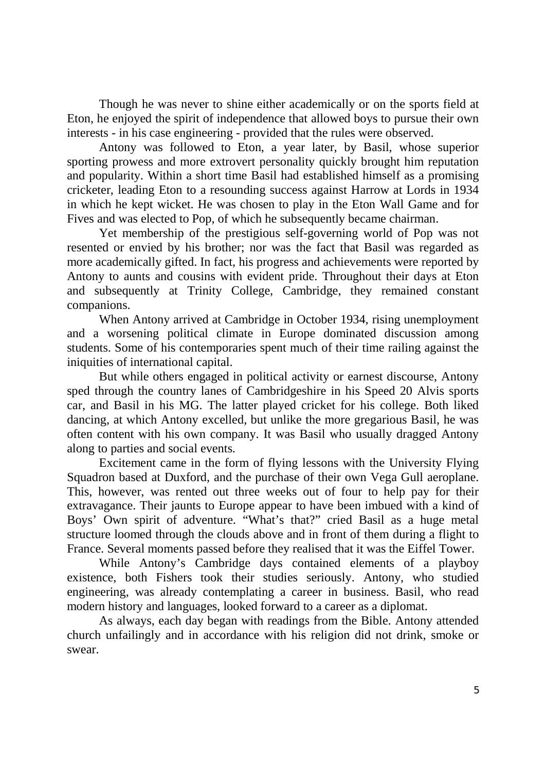Though he was never to shine either academically or on the sports field at Eton, he enjoyed the spirit of independence that allowed boys to pursue their own interests - in his case engineering - provided that the rules were observed.

Antony was followed to Eton, a year later, by Basil, whose superior sporting prowess and more extrovert personality quickly brought him reputation and popularity. Within a short time Basil had established himself as a promising cricketer, leading Eton to a resounding success against Harrow at Lords in 1934 in which he kept wicket. He was chosen to play in the Eton Wall Game and for Fives and was elected to Pop, of which he subsequently became chairman.

Yet membership of the prestigious self-governing world of Pop was not resented or envied by his brother; nor was the fact that Basil was regarded as more academically gifted. In fact, his progress and achievements were reported by Antony to aunts and cousins with evident pride. Throughout their days at Eton and subsequently at Trinity College, Cambridge, they remained constant companions.

When Antony arrived at Cambridge in October 1934, rising unemployment and a worsening political climate in Europe dominated discussion among students. Some of his contemporaries spent much of their time railing against the iniquities of international capital.

But while others engaged in political activity or earnest discourse, Antony sped through the country lanes of Cambridgeshire in his Speed 20 Alvis sports car, and Basil in his MG. The latter played cricket for his college. Both liked dancing, at which Antony excelled, but unlike the more gregarious Basil, he was often content with his own company. It was Basil who usually dragged Antony along to parties and social events.

Excitement came in the form of flying lessons with the University Flying Squadron based at Duxford, and the purchase of their own Vega Gull aeroplane. This, however, was rented out three weeks out of four to help pay for their extravagance. Their jaunts to Europe appear to have been imbued with a kind of Boys' Own spirit of adventure. "What's that?" cried Basil as a huge metal structure loomed through the clouds above and in front of them during a flight to France. Several moments passed before they realised that it was the Eiffel Tower.

While Antony's Cambridge days contained elements of a playboy existence, both Fishers took their studies seriously. Antony, who studied engineering, was already contemplating a career in business. Basil, who read modern history and languages, looked forward to a career as a diplomat.

As always, each day began with readings from the Bible. Antony attended church unfailingly and in accordance with his religion did not drink, smoke or swear.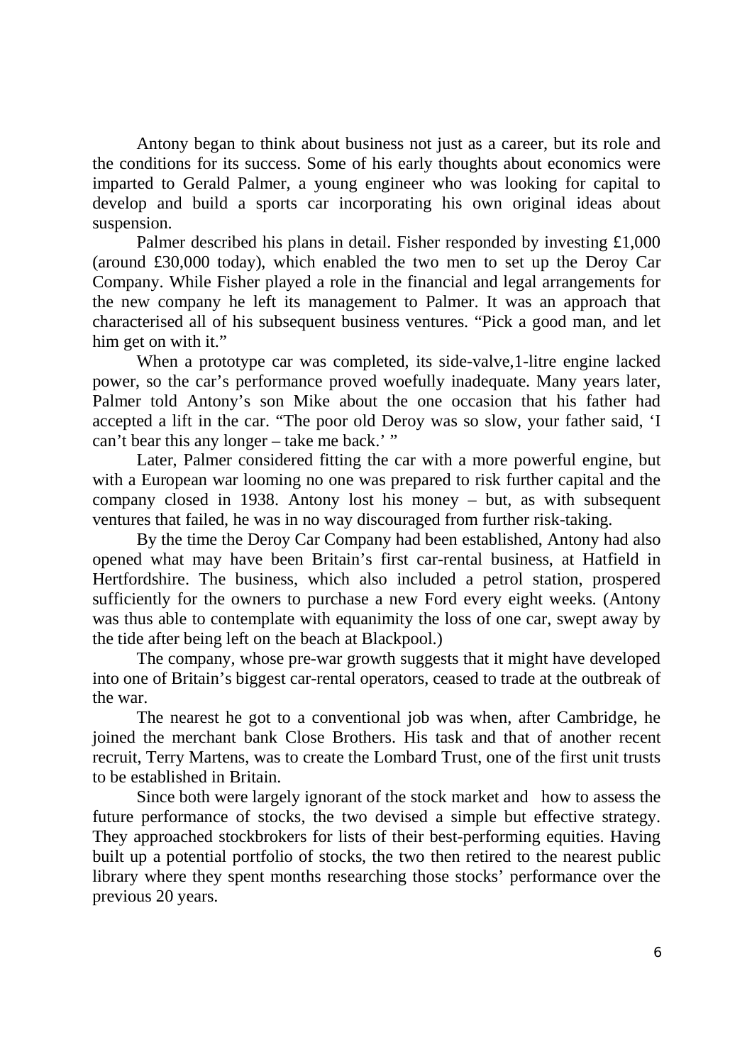Antony began to think about business not just as a career, but its role and the conditions for its success. Some of his early thoughts about economics were imparted to Gerald Palmer, a young engineer who was looking for capital to develop and build a sports car incorporating his own original ideas about suspension.

Palmer described his plans in detail. Fisher responded by investing £1,000 (around £30,000 today), which enabled the two men to set up the Deroy Car Company. While Fisher played a role in the financial and legal arrangements for the new company he left its management to Palmer. It was an approach that characterised all of his subsequent business ventures. "Pick a good man, and let him get on with it."

When a prototype car was completed, its side-valve,1-litre engine lacked power, so the car's performance proved woefully inadequate. Many years later, Palmer told Antony's son Mike about the one occasion that his father had accepted a lift in the car. "The poor old Deroy was so slow, your father said, 'I can't bear this any longer – take me back.' "

Later, Palmer considered fitting the car with a more powerful engine, but with a European war looming no one was prepared to risk further capital and the company closed in 1938. Antony lost his money – but, as with subsequent ventures that failed, he was in no way discouraged from further risk-taking.

By the time the Deroy Car Company had been established, Antony had also opened what may have been Britain's first car-rental business, at Hatfield in Hertfordshire. The business, which also included a petrol station, prospered sufficiently for the owners to purchase a new Ford every eight weeks. (Antony was thus able to contemplate with equanimity the loss of one car, swept away by the tide after being left on the beach at Blackpool.)

The company, whose pre-war growth suggests that it might have developed into one of Britain's biggest car-rental operators, ceased to trade at the outbreak of the war.

The nearest he got to a conventional job was when, after Cambridge, he joined the merchant bank Close Brothers. His task and that of another recent recruit, Terry Martens, was to create the Lombard Trust, one of the first unit trusts to be established in Britain.

Since both were largely ignorant of the stock market and how to assess the future performance of stocks, the two devised a simple but effective strategy. They approached stockbrokers for lists of their best-performing equities. Having built up a potential portfolio of stocks, the two then retired to the nearest public library where they spent months researching those stocks' performance over the previous 20 years.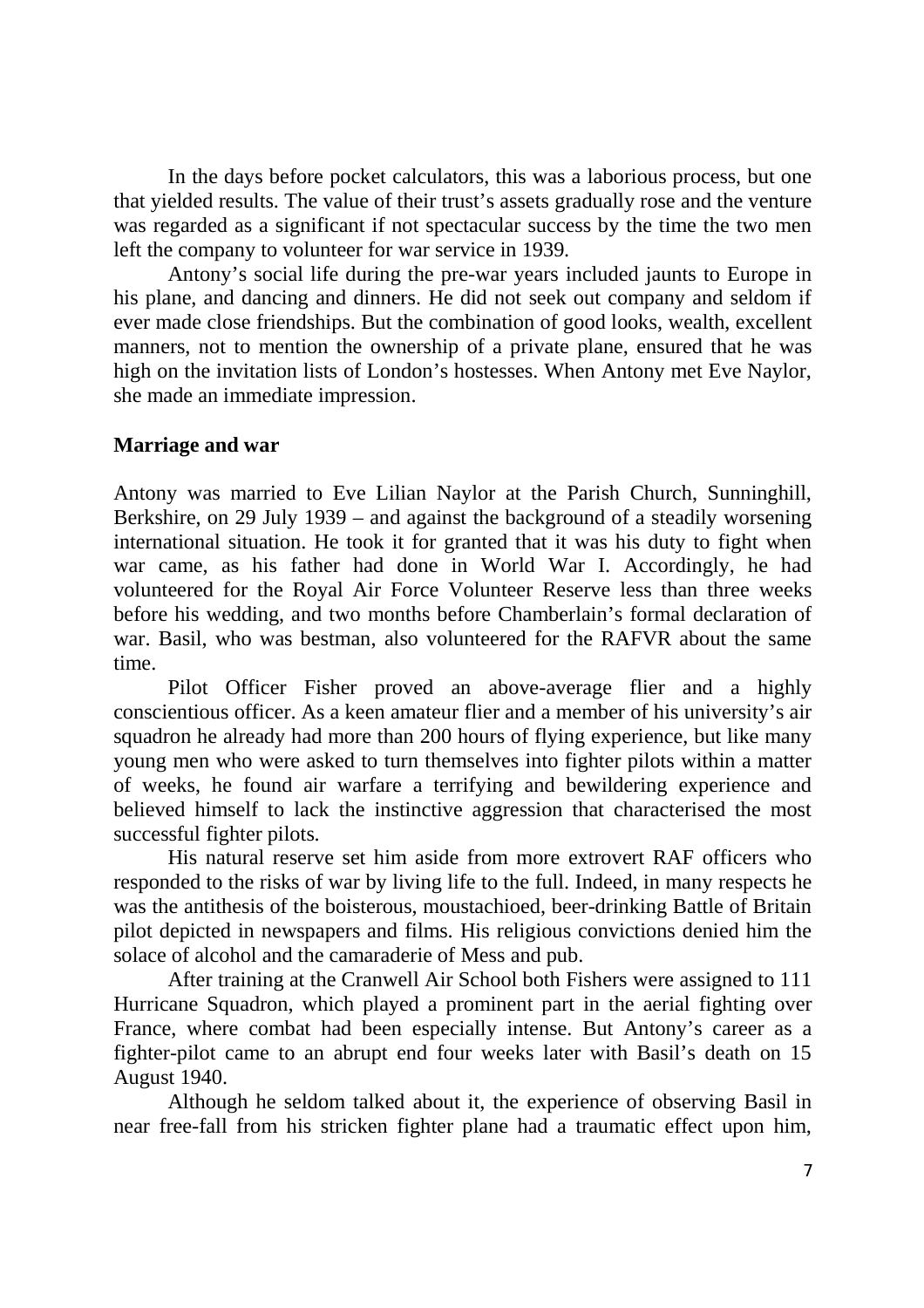In the days before pocket calculators, this was a laborious process, but one that yielded results. The value of their trust's assets gradually rose and the venture was regarded as a significant if not spectacular success by the time the two men left the company to volunteer for war service in 1939.

Antony's social life during the pre-war years included jaunts to Europe in his plane, and dancing and dinners. He did not seek out company and seldom if ever made close friendships. But the combination of good looks, wealth, excellent manners, not to mention the ownership of a private plane, ensured that he was high on the invitation lists of London's hostesses. When Antony met Eve Naylor, she made an immediate impression.

## Marriage and war

Antony was married to Eve Lilian Naylor at the Parish Church, Sunninghill, Berkshire, on 29 July 1939 – and against the background of a steadily worsening international situation. He took it for granted that it was his duty to fight when war came, as his father had done in World War I. Accordingly, he had volunteered for the Royal Air Force Volunteer Reserve less than three weeks before his wedding, and two months before Chamberlain's formal declaration of war. Basil, who was bestman, also volunteered for the RAFVR about the same time.

Pilot Officer Fisher proved an above-average flier and a highly conscientious officer. As a keen amateur flier and a member of his university's air squadron he already had more than 200 hours of flying experience, but like many young men who were asked to turn themselves into fighter pilots within a matter of weeks, he found air warfare a terrifying and bewildering experience and believed himself to lack the instinctive aggression that characterised the most successful fighter pilots.

His natural reserve set him aside from more extrovert RAF officers who responded to the risks of war by living life to the full. Indeed, in many respects he was the antithesis of the boisterous, moustachioed, beer-drinking Battle of Britain pilot depicted in newspapers and films. His religious convictions denied him the solace of alcohol and the camaraderie of Mess and pub.

After training at the Cranwell Air School both Fishers were assigned to 111 Hurricane Squadron, which played a prominent part in the aerial fighting over France, where combat had been especially intense. But Antony's career as a fighter-pilot came to an abrupt end four weeks later with Basil's death on 15 August 1940.

Although he seldom talked about it, the experience of observing Basil in near free-fall from his stricken fighter plane had a traumatic effect upon him,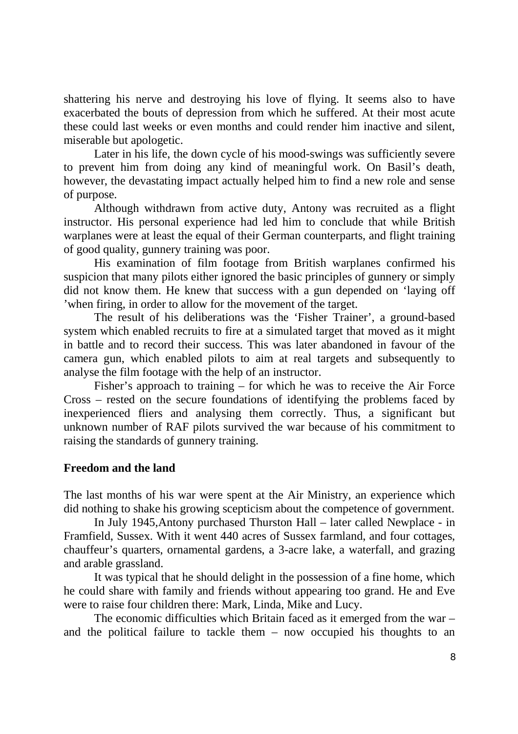shattering his nerve and destroying his love of flying. It seems also to have exacerbated the bouts of depression from which he suffered. At their most acute these could last weeks or even months and could render him inactive and silent, miserable but apologetic.

Later in his life, the down cycle of his mood-swings was sufficiently severe to prevent him from doing any kind of meaningful work. On Basil's death, however, the devastating impact actually helped him to find a new role and sense of purpose.

Although withdrawn from active duty, Antony was recruited as a flight instructor. His personal experience had led him to conclude that while British warplanes were at least the equal of their German counterparts, and flight training of good quality, gunnery training was poor.

His examination of film footage from British warplanes confirmed his suspicion that many pilots either ignored the basic principles of gunnery or simply did not know them. He knew that success with a gun depended on 'laying off 'when firing, in order to allow for the movement of the target.

The result of his deliberations was the 'Fisher Trainer', a ground-based system which enabled recruits to fire at a simulated target that moved as it might in battle and to record their success. This was later abandoned in favour of the camera gun, which enabled pilots to aim at real targets and subsequently to analyse the film footage with the help of an instructor.

Fisher's approach to training – for which he was to receive the Air Force Cross – rested on the secure foundations of identifying the problems faced by inexperienced fliers and analysing them correctly. Thus, a significant but unknown number of RAF pilots survived the war because of his commitment to raising the standards of gunnery training.

**Freedom and the land**

The last months of his war were spent at the Air Ministry, an experience which did nothing to shake his growing scepticism about the competence of government.

In July 1945,Antony purchased Thurston Hall – later called Newplace - in Framfield, Sussex. With it went 440 acres of Sussex farmland, and four cottages, chauffeur's quarters, ornamental gardens, a 3-acre lake, a waterfall, and grazing and arable grassland.

It was typical that he should delight in the possession of a fine home, which he could share with family and friends without appearing too grand. He and Eve were to raise four children there: Mark, Linda, Mike and Lucy.

The economic difficulties which Britain faced as it emerged from the war – and the political failure to tackle them – now occupied his thoughts to an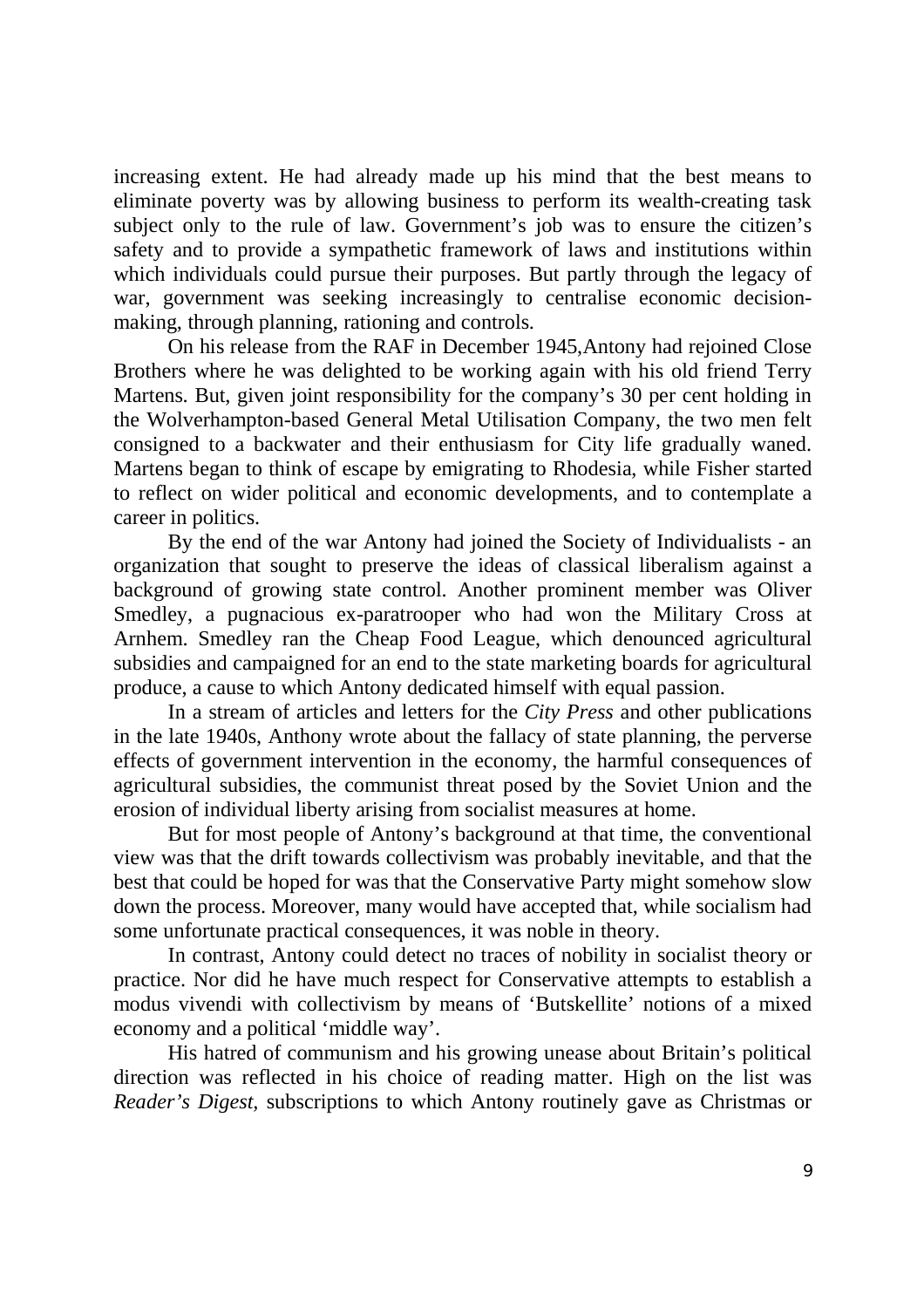increasing extent. He had already made up his mind that the best means to eliminate poverty was by allowing business to perform its wealth-creating task subject only to the rule of law. Government's job was to ensure the citizen's safety and to provide a sympathetic framework of laws and institutions within which individuals could pursue their purposes. But partly through the legacy of war, government was seeking increasingly to centralise economic decision-making, through planning, rationing and controls.

On his release from the RAF in December 1945,Antony had rejoined Close Brothers where he was delighted to be working again with his old friend Terry Martens. But, given joint responsibility for the company's 30 per cent holding in the Wolverhampton-based General Metal Utilisation Company, the two men felt consigned to a backwater and their enthusiasm for City life gradually waned. Martens began to think of escape by emigrating to Rhodesia, while Fisher started to reflect on wider political and economic developments, and to contemplate a career in politics.

By the end of the war Antony had joined the Society of Individualists - an organization that sought to preserve the ideas of classical liberalism against a background of growing state control. Another prominent member was Oliver Smedley, a pugnacious ex-paratrooper who had won the Military Cross at Arnhem. Smedley ran the Cheap Food League, which denounced agricultural subsidies and campaigned for an end to the state marketing boards for agricultural produce, a cause to which Antony dedicated himself with equal passion.

In a stream of articles and letters for the *City Press* and other publications in the late 1940s, Anthony wrote about the fallacy of state planning, the perverse effects of government intervention in the economy, the harmful consequences of agricultural subsidies, the communist threat posed by the Soviet Union and the erosion of individual liberty arising from socialist measures at home.

But for most people of Antony's background at that time, the conventional view was that the drift towards collectivism was probably inevitable, and that the best that could be hoped for was that the Conservative Party might somehow slow down the process. Moreover, many would have accepted that, while socialism had some unfortunate practical consequences, it was noble in theory.

In contrast, Antony could detect no traces of nobility in socialist theory or practice. Nor did he have much respect for Conservative attempts to establish a modus vivendi with collectivism by means of 'Butskellite' notions of a mixed economy and a political 'middle way'.

His hatred of communism and his growing unease about Britain's political direction was reflected in his choice of reading matter. High on the list was *Reader's Digest*, subscriptions to which Antony routinely gave as Christmas or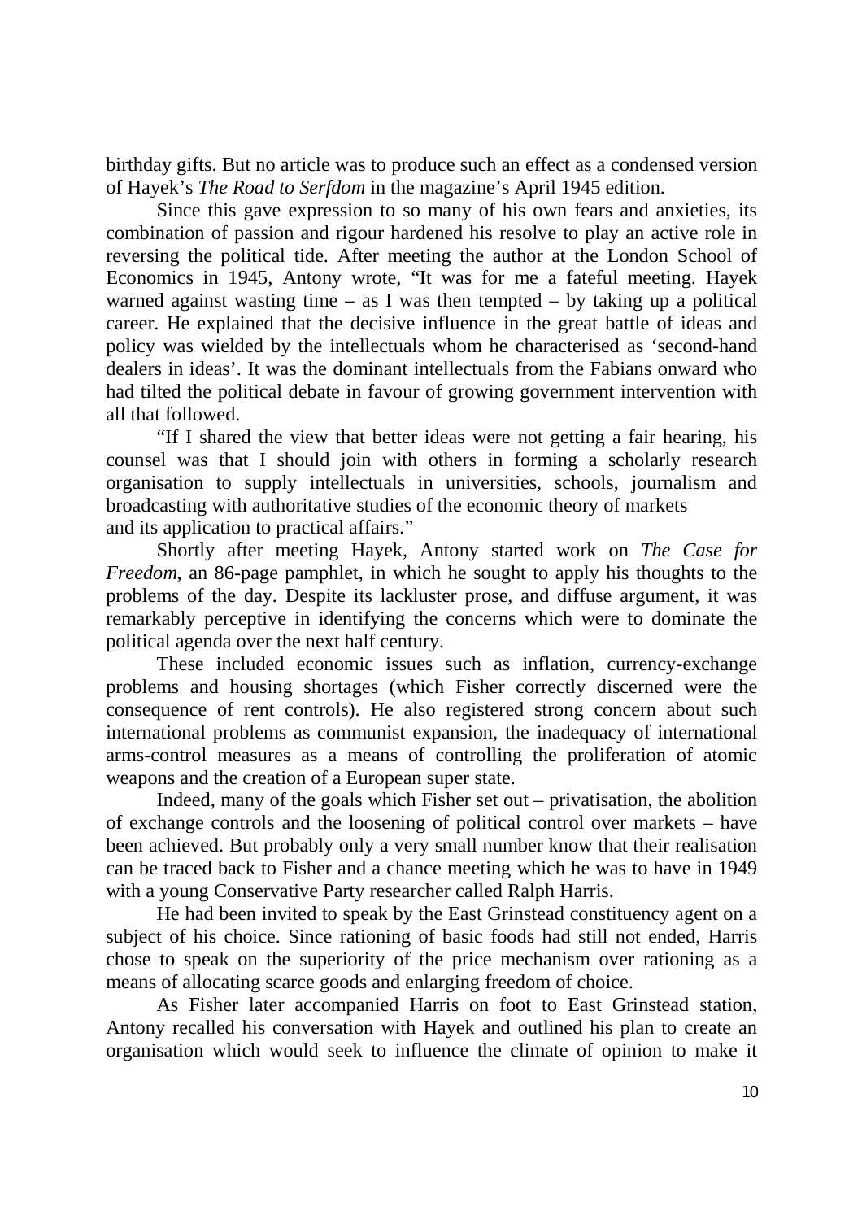birthday gifts. But no article was to produce such an effect as a condensed version of Hayek's *The Road to Serfdom* in the magazine's April 1945 edition.

Since this gave expression to so many of his own fears and anxieties, its combination of passion and rigour hardened his resolve to play an active role in reversing the political tide. After meeting the author at the London School of Economics in 1945, Antony wrote, "It was for me a fateful meeting. Hayek warned against wasting time – as I was then tempted – by taking up a political career. He explained that the decisive influence in the great battle of ideas and policy was wielded by the intellectuals whom he characterised as 'second-hand dealers in ideas'. It was the dominant intellectuals from the Fabians onward who had tilted the political debate in favour of growing government intervention with all that followed.

"If I shared the view that better ideas were not getting a fair hearing, his counsel was that I should join with others in forming a scholarly research organisation to supply intellectuals in universities, schools, journalism and broadcasting with authoritative studies of the economic theory of markets and its application to practical affairs."

Shortly after meeting Hayek, Antony started work on *The Case for Freedom*, an 86-page pamphlet, in which he sought to apply his thoughts to the problems of the day. Despite its lackluster prose, and diffuse argument, it was remarkably perceptive in identifying the concerns which were to dominate the political agenda over the next half century.

These included economic issues such as inflation, currency-exchange problems and housing shortages (which Fisher correctly discerned were the consequence of rent controls). He also registered strong concern about such international problems as communist expansion, the inadequacy of international arms-control measures as a means of controlling the proliferation of atomic weapons and the creation of a European super state.

Indeed, many of the goals which Fisher set out – privatisation, the abolition of exchange controls and the loosening of political control over markets – have been achieved. But probably only a very small number know that their realisation can be traced back to Fisher and a chance meeting which he was to have in 1949 with a young Conservative Party researcher called Ralph Harris.

He had been invited to speak by the East Grinstead constituency agent on a subject of his choice. Since rationing of basic foods had still not ended, Harris chose to speak on the superiority of the price mechanism over rationing as a means of allocating scarce goods and enlarging freedom of choice.

As Fisher later accompanied Harris on foot to East Grinstead station, Antony recalled his conversation with Hayek and outlined his plan to create an organisation which would seek to influence the climate of opinion to make it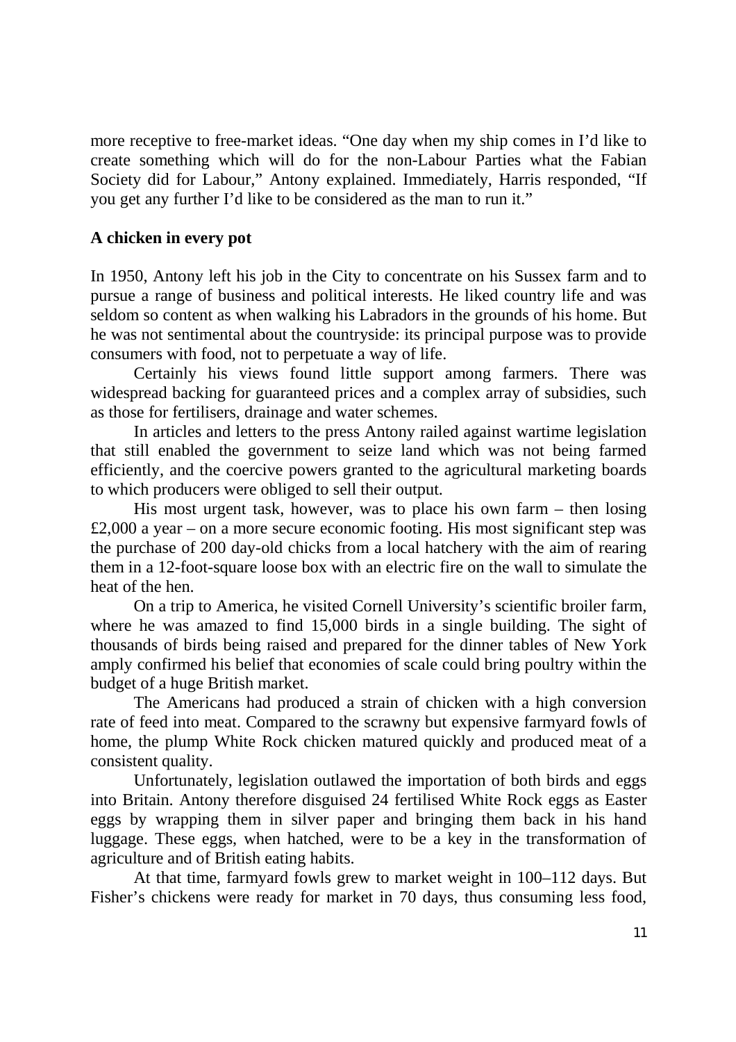more receptive to free-market ideas. "One day when my ship comes in I'd like to create something which will do for the non-Labour Parties what the Fabian Society did for Labour," Antony explained. Immediately, Harris responded, "If you get any further I'd like to be considered as the man to run it."

### A chicken in every pot

In 1950, Antony left his job in the City to concentrate on his Sussex farm and to pursue a range of business and political interests. He liked country life and was seldom so content as when walking his Labradors in the grounds of his home. But he was not sentimental about the countryside: its principal purpose was to provide consumers with food, not to perpetuate a way of life.

Certainly his views found little support among farmers. There was widespread backing for guaranteed prices and a complex array of subsidies, such as those for fertilisers, drainage and water schemes.

In articles and letters to the press Antony railed against wartime legislation that still enabled the government to seize land which was not being farmed efficiently, and the coercive powers granted to the agricultural marketing boards to which producers were obliged to sell their output.

His most urgent task, however, was to place his own farm – then losing £2,000 a year – on a more secure economic footing. His most significant step was the purchase of 200 day-old chicks from a local hatchery with the aim of rearing them in a 12-foot-square loose box with an electric fire on the wall to simulate the heat of the hen.

On a trip to America, he visited Cornell University's scientific broiler farm, where he was amazed to find 15,000 birds in a single building. The sight of thousands of birds being raised and prepared for the dinner tables of New York amply confirmed his belief that economies of scale could bring poultry within the budget of a huge British market.

The Americans had produced a strain of chicken with a high conversion rate of feed into meat. Compared to the scrawny but expensive farmyard fowls of home, the plump White Rock chicken matured quickly and produced meat of a consistent quality.

Unfortunately, legislation outlawed the importation of both birds and eggs into Britain. Antony therefore disguised 24 fertilised White Rock eggs as Easter eggs by wrapping them in silver paper and bringing them back in his hand luggage. These eggs, when hatched, were to be a key in the transformation of agriculture and of British eating habits.

At that time, farmyard fowls grew to market weight in 100–112 days. But Fisher's chickens were ready for market in 70 days, thus consuming less food,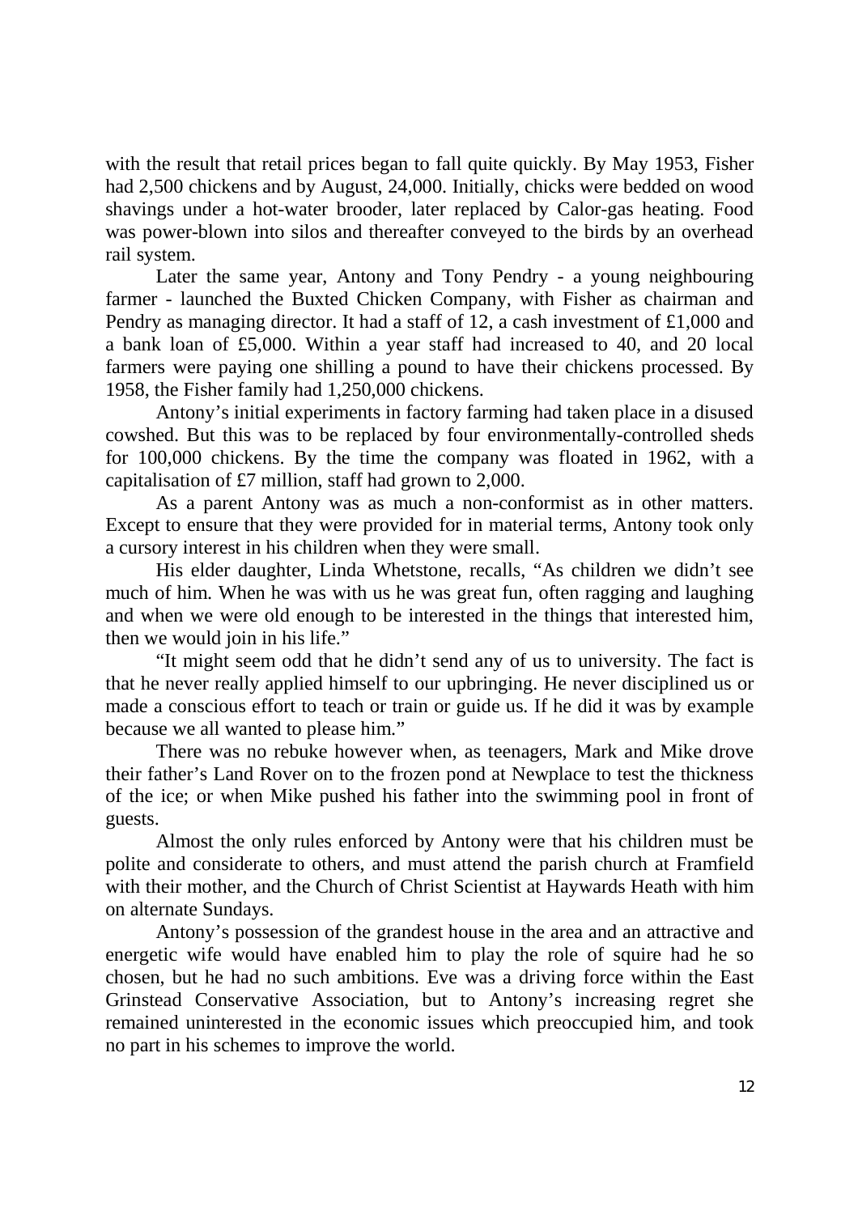with the result that retail prices began to fall quite quickly. By May 1953, Fisher had 2,500 chickens and by August, 24,000. Initially, chicks were bedded on wood shavings under a hot-water brooder, later replaced by Calor-gas heating. Food was power-blown into silos and thereafter conveyed to the birds by an overhead rail system.

Later the same year, Antony and Tony Pendry - a young neighbouring farmer - launched the Buxted Chicken Company, with Fisher as chairman and Pendry as managing director. It had a staff of 12, a cash investment of £1,000 and a bank loan of £5,000. Within a year staff had increased to 40, and 20 local farmers were paying one shilling a pound to have their chickens processed. By 1958, the Fisher family had 1,250,000 chickens.

Antony's initial experiments in factory farming had taken place in a disused cowshed. But this was to be replaced by four environmentally-controlled sheds for 100,000 chickens. By the time the company was floated in 1962, with a capitalisation of £7 million, staff had grown to 2,000.

As a parent Antony was as much a non-conformist as in other matters. Except to ensure that they were provided for in material terms, Antony took only a cursory interest in his children when they were small.

His elder daughter, Linda Whetstone, recalls, "As children we didn't see much of him. When he was with us he was great fun, often ragging and laughing and when we were old enough to be interested in the things that interested him, then we would join in his life."

"It might seem odd that he didn't send any of us to university. The fact is that he never really applied himself to our upbringing. He never disciplined us or made a conscious effort to teach or train or guide us. If he did it was by example because we all wanted to please him."

There was no rebuke however when, as teenagers, Mark and Mike drove their father's Land Rover on to the frozen pond at Newplace to test the thickness of the ice; or when Mike pushed his father into the swimming pool in front of guests.

Almost the only rules enforced by Antony were that his children must be polite and considerate to others, and must attend the parish church at Framfield with their mother, and the Church of Christ Scientist at Haywards Heath with him on alternate Sundays.

Antony's possession of the grandest house in the area and an attractive and energetic wife would have enabled him to play the role of squire had he so chosen, but he had no such ambitions. Eve was a driving force within the East Grinstead Conservative Association, but to Antony's increasing regret she remained uninterested in the economic issues which preoccupied him, and took no part in his schemes to improve the world.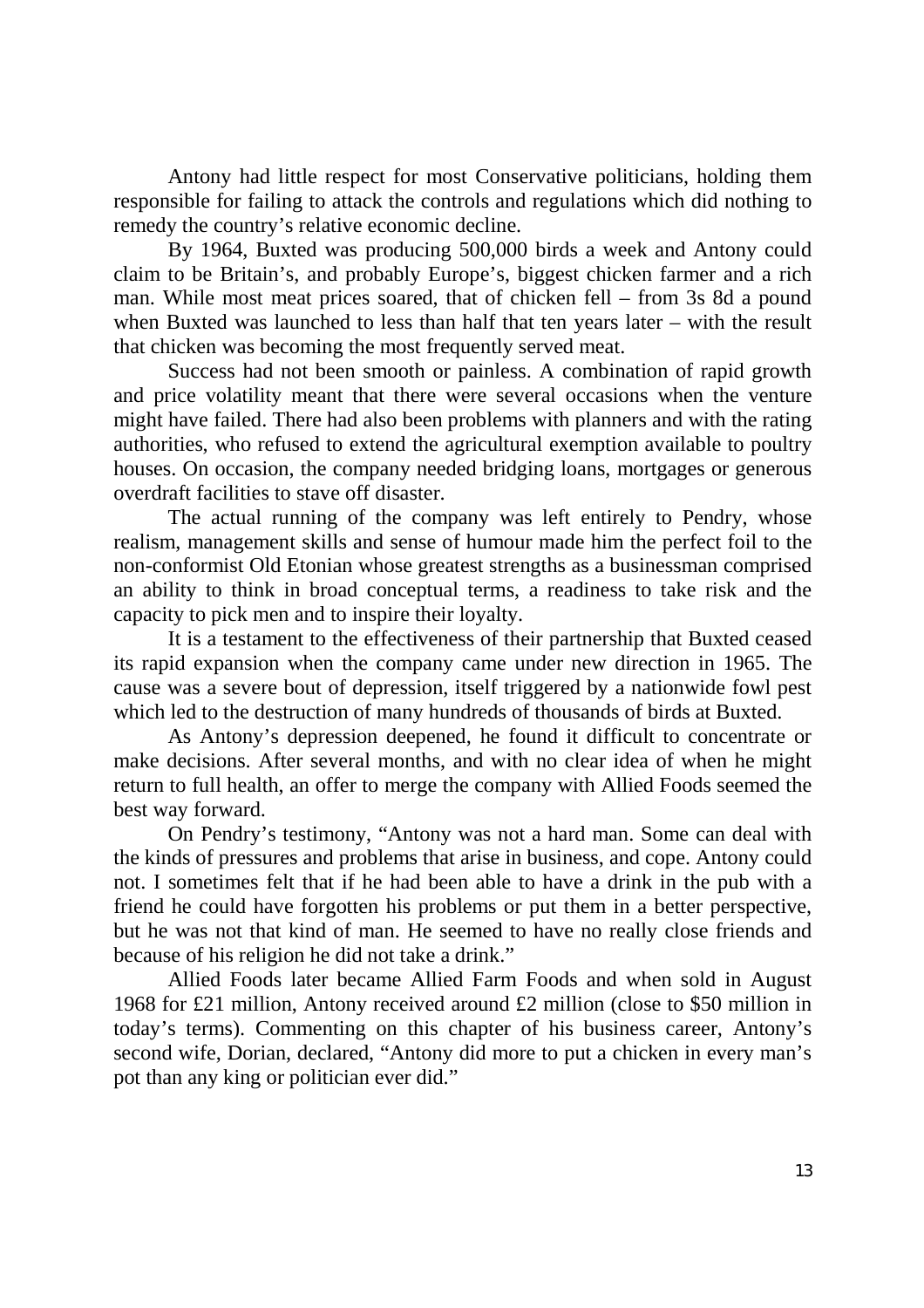Antony had little respect for most Conservative politicians, holding them responsible for failing to attack the controls and regulations which did nothing to remedy the country's relative economic decline.

By 1964, Buxted was producing 500,000 birds a week and Antony could claim to be Britain's, and probably Europe's, biggest chicken farmer and a rich man. While most meat prices soared, that of chicken fell – from 3s 8d a pound when Buxted was launched to less than half that ten years later – with the result that chicken was becoming the most frequently served meat.

Success had not been smooth or painless. A combination of rapid growth and price volatility meant that there were several occasions when the venture might have failed. There had also been problems with planners and with the rating authorities, who refused to extend the agricultural exemption available to poultry houses. On occasion, the company needed bridging loans, mortgages or generous overdraft facilities to stave off disaster.

The actual running of the company was left entirely to Pendry, whose realism, management skills and sense of humour made him the perfect foil to the non-conformist Old Etonian whose greatest strengths as a businessman comprised an ability to think in broad conceptual terms, a readiness to take risk and the capacity to pick men and to inspire their loyalty.

It is a testament to the effectiveness of their partnership that Buxted ceased its rapid expansion when the company came under new direction in 1965. The cause was a severe bout of depression, itself triggered by a nationwide fowl pest which led to the destruction of many hundreds of thousands of birds at Buxted.

As Antony's depression deepened, he found it difficult to concentrate or make decisions. After several months, and with no clear idea of when he might return to full health, an offer to merge the company with Allied Foods seemed the best way forward.

On Pendry's testimony, "Antony was not a hard man. Some can deal with the kinds of pressures and problems that arise in business, and cope. Antony could not. I sometimes felt that if he had been able to have a drink in the pub with a friend he could have forgotten his problems or put them in a better perspective, but he was not that kind of man. He seemed to have no really close friends and because of his religion he did not take a drink."

Allied Foods later became Allied Farm Foods and when sold in August 1968 for £21 million, Antony received around £2 million (close to $50 million in today's terms). Commenting on this chapter of his business career, Antony's second wife, Dorian, declared, "Antony did more to put a chicken in every man's pot than any king or politician ever did."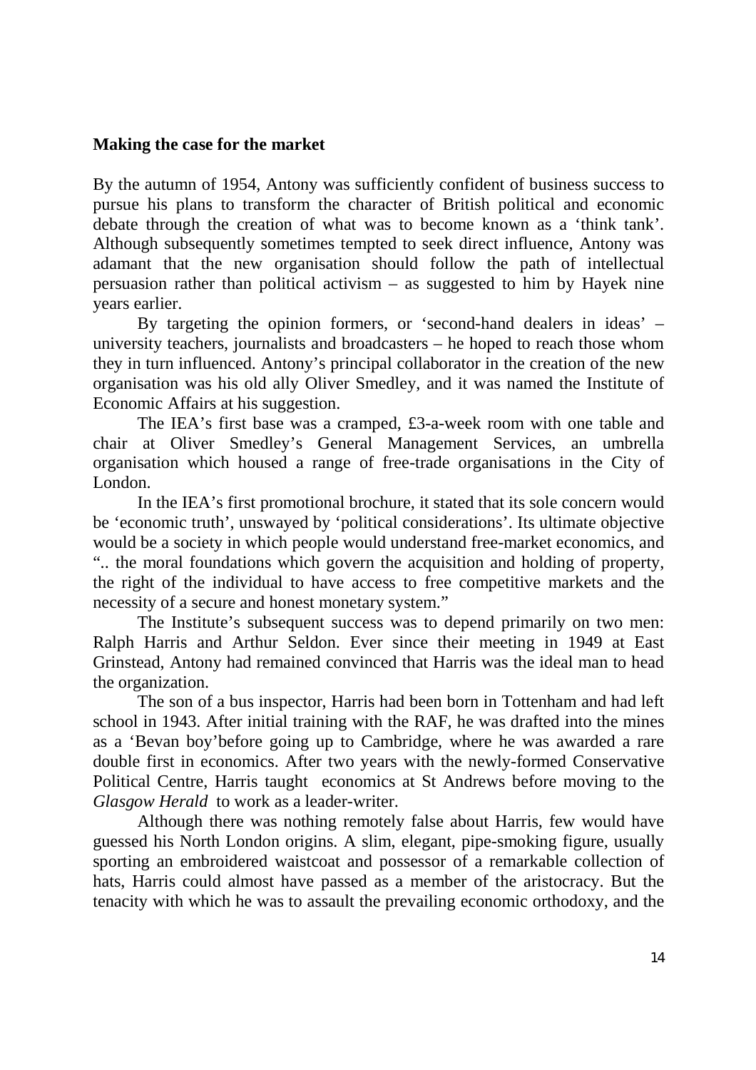**Making the case for the market**

By the autumn of 1954, Antony was sufficiently confident of business success to pursue his plans to transform the character of British political and economic debate through the creation of what was to become known as a 'think tank'. Although subsequently sometimes tempted to seek direct influence, Antony was adamant that the new organisation should follow the path of intellectual persuasion rather than political activism – as suggested to him by Hayek nine years earlier.

By targeting the opinion formers, or 'second-hand dealers in ideas' – university teachers, journalists and broadcasters – he hoped to reach those whom they in turn influenced. Antony's principal collaborator in the creation of the new organisation was his old ally Oliver Smedley, and it was named the Institute of Economic Affairs at his suggestion.

The IEA's first base was a cramped, £3-a-week room with one table and chair at Oliver Smedley's General Management Services, an umbrella organisation which housed a range of free-trade organisations in the City of London.

In the IEA's first promotional brochure, it stated that its sole concern would be 'economic truth', unswayed by 'political considerations'. Its ultimate objective would be a society in which people would understand free-market economics, and ".. the moral foundations which govern the acquisition and holding of property, the right of the individual to have access to free competitive markets and the necessity of a secure and honest monetary system."

The Institute's subsequent success was to depend primarily on two men: Ralph Harris and Arthur Seldon. Ever since their meeting in 1949 at East Grinstead, Antony had remained convinced that Harris was the ideal man to head the organization.

The son of a bus inspector, Harris had been born in Tottenham and had left school in 1943. After initial training with the RAF, he was drafted into the mines as a 'Bevan boy'before going up to Cambridge, where he was awarded a rare double first in economics. After two years with the newly-formed Conservative Political Centre, Harris taught economics at St Andrews before moving to the *Glasgow Herald* to work as a leader-writer.

Although there was nothing remotely false about Harris, few would have guessed his North London origins. A slim, elegant, pipe-smoking figure, usually sporting an embroidered waistcoat and possessor of a remarkable collection of hats, Harris could almost have passed as a member of the aristocracy. But the tenacity with which he was to assault the prevailing economic orthodoxy, and the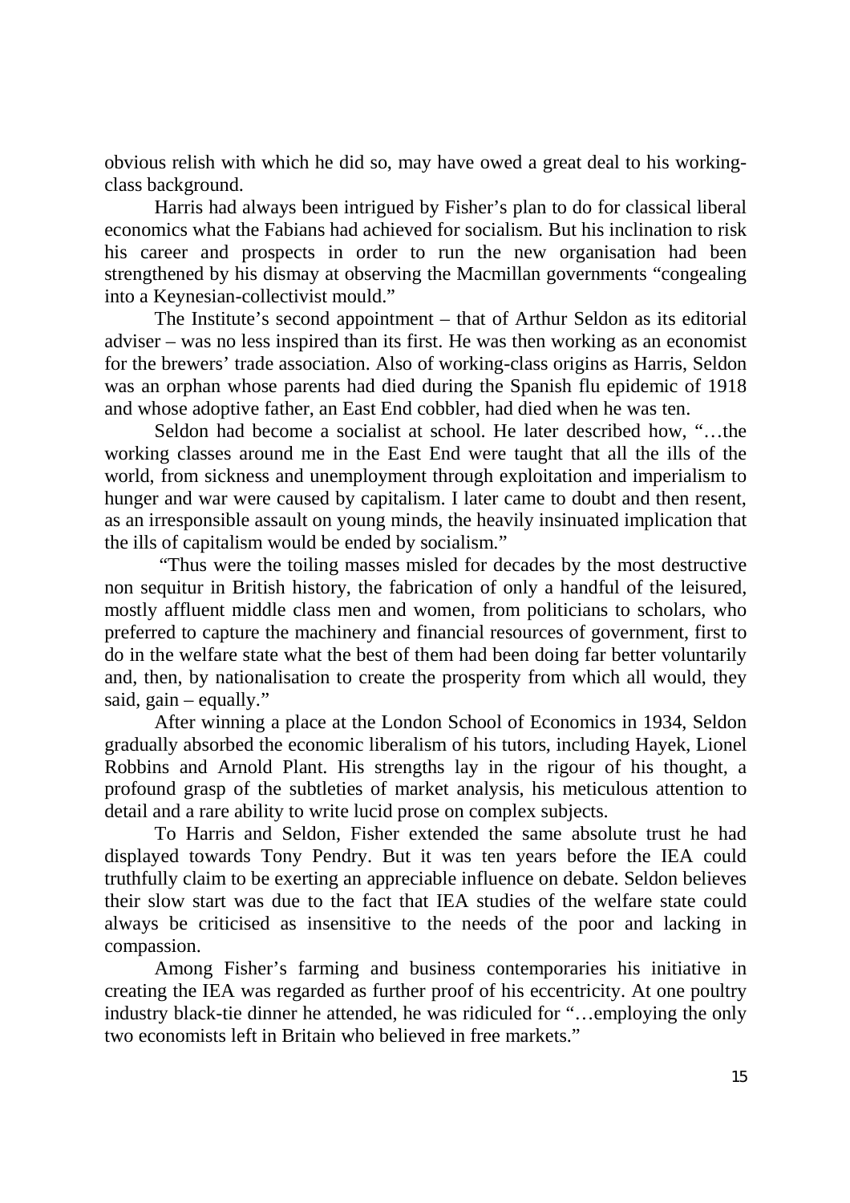obvious relish with which he did so, may have owed a great deal to his working-class background.

Harris had always been intrigued by Fisher's plan to do for classical liberal economics what the Fabians had achieved for socialism. But his inclination to risk his career and prospects in order to run the new organisation had been strengthened by his dismay at observing the Macmillan governments "congealing into a Keynesian-collectivist mould."

The Institute's second appointment – that of Arthur Seldon as its editorial adviser – was no less inspired than its first. He was then working as an economist for the brewers' trade association. Also of working-class origins as Harris, Seldon was an orphan whose parents had died during the Spanish flu epidemic of 1918 and whose adoptive father, an East End cobbler, had died when he was ten.

Seldon had become a socialist at school. He later described how, "…the working classes around me in the East End were taught that all the ills of the world, from sickness and unemployment through exploitation and imperialism to hunger and war were caused by capitalism. I later came to doubt and then resent, as an irresponsible assault on young minds, the heavily insinuated implication that the ills of capitalism would be ended by socialism."

"Thus were the toiling masses misled for decades by the most destructive non sequitur in British history, the fabrication of only a handful of the leisured, mostly affluent middle class men and women, from politicians to scholars, who preferred to capture the machinery and financial resources of government, first to do in the welfare state what the best of them had been doing far better voluntarily and, then, by nationalisation to create the prosperity from which all would, they said, gain – equally."

After winning a place at the London School of Economics in 1934, Seldon gradually absorbed the economic liberalism of his tutors, including Hayek, Lionel Robbins and Arnold Plant. His strengths lay in the rigour of his thought, a profound grasp of the subtleties of market analysis, his meticulous attention to detail and a rare ability to write lucid prose on complex subjects.

To Harris and Seldon, Fisher extended the same absolute trust he had displayed towards Tony Pendry. But it was ten years before the IEA could truthfully claim to be exerting an appreciable influence on debate. Seldon believes their slow start was due to the fact that IEA studies of the welfare state could always be criticised as insensitive to the needs of the poor and lacking in compassion.

Among Fisher's farming and business contemporaries his initiative in creating the IEA was regarded as further proof of his eccentricity. At one poultry industry black-tie dinner he attended, he was ridiculed for "…employing the only two economists left in Britain who believed in free markets."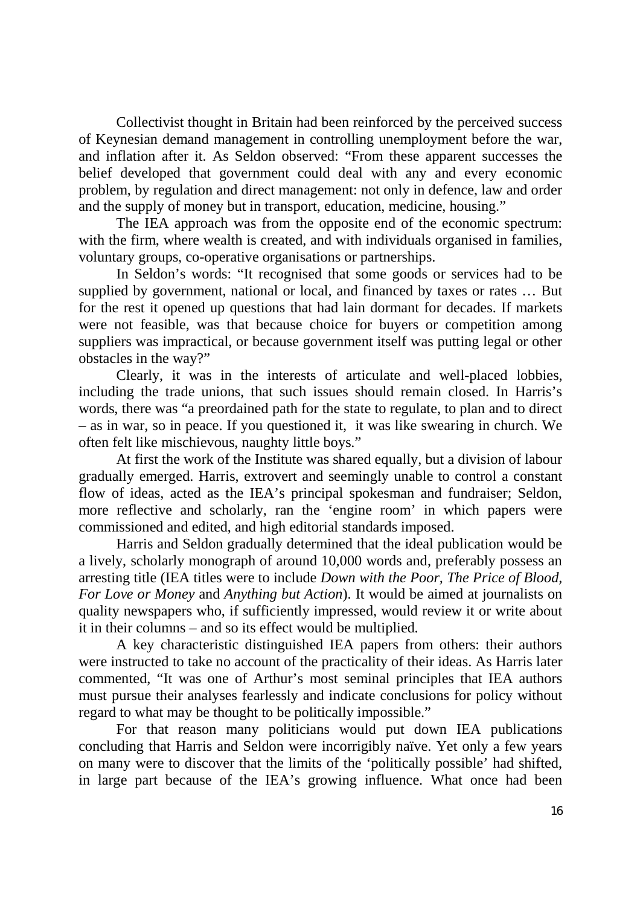Collectivist thought in Britain had been reinforced by the perceived success of Keynesian demand management in controlling unemployment before the war, and inflation after it. As Seldon observed: "From these apparent successes the belief developed that government could deal with any and every economic problem, by regulation and direct management: not only in defence, law and order and the supply of money but in transport, education, medicine, housing."

The IEA approach was from the opposite end of the economic spectrum: with the firm, where wealth is created, and with individuals organised in families, voluntary groups, co-operative organisations or partnerships.

In Seldon's words: "It recognised that some goods or services had to be supplied by government, national or local, and financed by taxes or rates … But for the rest it opened up questions that had lain dormant for decades. If markets were not feasible, was that because choice for buyers or competition among suppliers was impractical, or because government itself was putting legal or other obstacles in the way?"

Clearly, it was in the interests of articulate and well-placed lobbies, including the trade unions, that such issues should remain closed. In Harris's words, there was "a preordained path for the state to regulate, to plan and to direct – as in war, so in peace. If you questioned it, it was like swearing in church. We often felt like mischievous, naughty little boys."

At first the work of the Institute was shared equally, but a division of labour gradually emerged. Harris, extrovert and seemingly unable to control a constant flow of ideas, acted as the IEA's principal spokesman and fundraiser; Seldon, more reflective and scholarly, ran the 'engine room' in which papers were commissioned and edited, and high editorial standards imposed.

Harris and Seldon gradually determined that the ideal publication would be a lively, scholarly monograph of around 10,000 words and, preferably possess an arresting title (IEA titles were to include *Down with the Poor, The Price of Blood, For Love or Money* and *Anything but Action*). It would be aimed at journalists on quality newspapers who, if sufficiently impressed, would review it or write about it in their columns – and so its effect would be multiplied.

A key characteristic distinguished IEA papers from others: their authors were instructed to take no account of the practicality of their ideas. As Harris later commented, "It was one of Arthur's most seminal principles that IEA authors must pursue their analyses fearlessly and indicate conclusions for policy without regard to what may be thought to be politically impossible."

For that reason many politicians would put down IEA publications concluding that Harris and Seldon were incorrigibly naïve. Yet only a few years on many were to discover that the limits of the 'politically possible' had shifted, in large part because of the IEA's growing influence. What once had been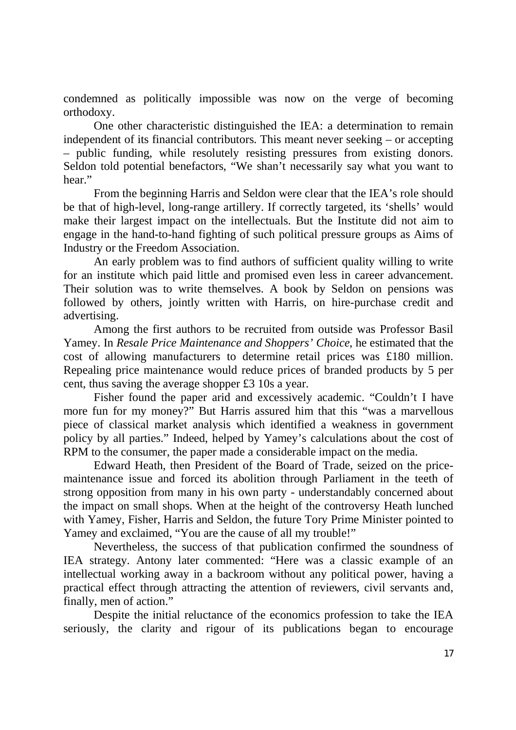condemned as politically impossible was now on the verge of becoming orthodoxy.

One other characteristic distinguished the IEA: a determination to remain independent of its financial contributors. This meant never seeking – or accepting – public funding, while resolutely resisting pressures from existing donors. Seldon told potential benefactors, "We shan't necessarily say what you want to hear."

From the beginning Harris and Seldon were clear that the IEA's role should be that of high-level, long-range artillery. If correctly targeted, its 'shells' would make their largest impact on the intellectuals. But the Institute did not aim to engage in the hand-to-hand fighting of such political pressure groups as Aims of Industry or the Freedom Association.

An early problem was to find authors of sufficient quality willing to write for an institute which paid little and promised even less in career advancement. Their solution was to write themselves. A book by Seldon on pensions was followed by others, jointly written with Harris, on hire-purchase credit and advertising.

Among the first authors to be recruited from outside was Professor Basil Yamey. In *Resale Price Maintenance and Shoppers' Choice*, he estimated that the cost of allowing manufacturers to determine retail prices was £180 million. Repealing price maintenance would reduce prices of branded products by 5 per cent, thus saving the average shopper £3 10s a year.

Fisher found the paper arid and excessively academic. "Couldn't I have more fun for my money?" But Harris assured him that this "was a marvellous piece of classical market analysis which identified a weakness in government policy by all parties." Indeed, helped by Yamey's calculations about the cost of RPM to the consumer, the paper made a considerable impact on the media.

Edward Heath, then President of the Board of Trade, seized on the price-maintenance issue and forced its abolition through Parliament in the teeth of strong opposition from many in his own party - understandably concerned about the impact on small shops. When at the height of the controversy Heath lunched with Yamey, Fisher, Harris and Seldon, the future Tory Prime Minister pointed to Yamey and exclaimed, "You are the cause of all my trouble!"

Nevertheless, the success of that publication confirmed the soundness of IEA strategy. Antony later commented: "Here was a classic example of an intellectual working away in a backroom without any political power, having a practical effect through attracting the attention of reviewers, civil servants and, finally, men of action."

Despite the initial reluctance of the economics profession to take the IEA seriously, the clarity and rigour of its publications began to encourage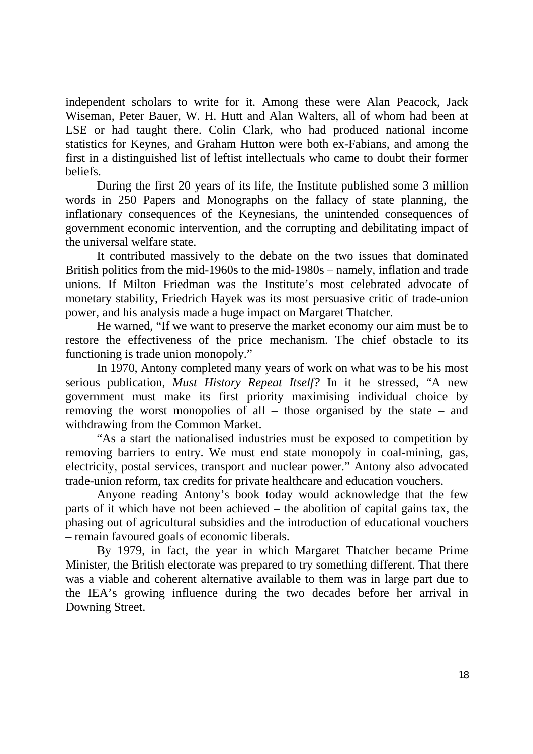independent scholars to write for it. Among these were Alan Peacock, Jack Wiseman, Peter Bauer, W. H. Hutt and Alan Walters, all of whom had been at LSE or had taught there. Colin Clark, who had produced national income statistics for Keynes, and Graham Hutton were both ex-Fabians, and among the first in a distinguished list of leftist intellectuals who came to doubt their former beliefs.

During the first 20 years of its life, the Institute published some 3 million words in 250 Papers and Monographs on the fallacy of state planning, the inflationary consequences of the Keynesians, the unintended consequences of government economic intervention, and the corrupting and debilitating impact of the universal welfare state.

It contributed massively to the debate on the two issues that dominated British politics from the mid-1960s to the mid-1980s – namely, inflation and trade unions. If Milton Friedman was the Institute's most celebrated advocate of monetary stability, Friedrich Hayek was its most persuasive critic of trade-union power, and his analysis made a huge impact on Margaret Thatcher.

He warned, "If we want to preserve the market economy our aim must be to restore the effectiveness of the price mechanism. The chief obstacle to its functioning is trade union monopoly."

In 1970, Antony completed many years of work on what was to be his most serious publication, *Must History Repeat Itself?* In it he stressed, "A new government must make its first priority maximising individual choice by removing the worst monopolies of all – those organised by the state – and withdrawing from the Common Market.

"As a start the nationalised industries must be exposed to competition by removing barriers to entry. We must end state monopoly in coal-mining, gas, electricity, postal services, transport and nuclear power." Antony also advocated trade-union reform, tax credits for private healthcare and education vouchers.

Anyone reading Antony's book today would acknowledge that the few parts of it which have not been achieved – the abolition of capital gains tax, the phasing out of agricultural subsidies and the introduction of educational vouchers – remain favoured goals of economic liberals.

By 1979, in fact, the year in which Margaret Thatcher became Prime Minister, the British electorate was prepared to try something different. That there was a viable and coherent alternative available to them was in large part due to the IEA's growing influence during the two decades before her arrival in Downing Street.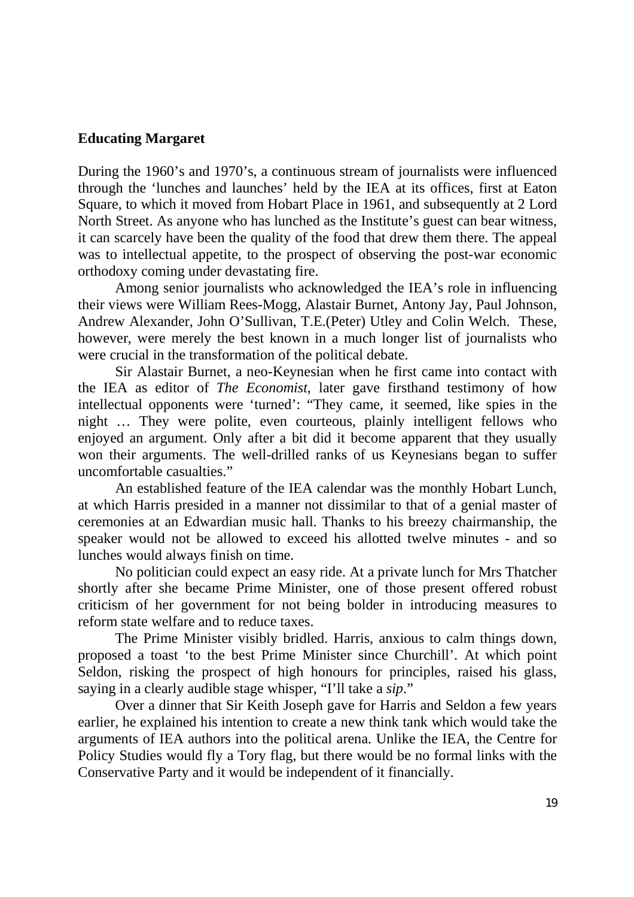## Educating Margaret

During the 1960's and 1970's, a continuous stream of journalists were influenced through the 'lunches and launches' held by the IEA at its offices, first at Eaton Square, to which it moved from Hobart Place in 1961, and subsequently at 2 Lord North Street. As anyone who has lunched as the Institute's guest can bear witness, it can scarcely have been the quality of the food that drew them there. The appeal was to intellectual appetite, to the prospect of observing the post-war economic orthodoxy coming under devastating fire.

Among senior journalists who acknowledged the IEA's role in influencing their views were William Rees-Mogg, Alastair Burnet, Antony Jay, Paul Johnson, Andrew Alexander, John O'Sullivan, T.E.(Peter) Utley and Colin Welch. These, however, were merely the best known in a much longer list of journalists who were crucial in the transformation of the political debate.

Sir Alastair Burnet, a neo-Keynesian when he first came into contact with the IEA as editor of *The Economist*, later gave firsthand testimony of how intellectual opponents were 'turned': "They came, it seemed, like spies in the night … They were polite, even courteous, plainly intelligent fellows who enjoyed an argument. Only after a bit did it become apparent that they usually won their arguments. The well-drilled ranks of us Keynesians began to suffer uncomfortable casualties."

An established feature of the IEA calendar was the monthly Hobart Lunch, at which Harris presided in a manner not dissimilar to that of a genial master of ceremonies at an Edwardian music hall. Thanks to his breezy chairmanship, the speaker would not be allowed to exceed his allotted twelve minutes - and so lunches would always finish on time.

No politician could expect an easy ride. At a private lunch for Mrs Thatcher shortly after she became Prime Minister, one of those present offered robust criticism of her government for not being bolder in introducing measures to reform state welfare and to reduce taxes.

The Prime Minister visibly bridled. Harris, anxious to calm things down, proposed a toast 'to the best Prime Minister since Churchill'. At which point Seldon, risking the prospect of high honours for principles, raised his glass, saying in a clearly audible stage whisper, "I'll take a *sip*."

Over a dinner that Sir Keith Joseph gave for Harris and Seldon a few years earlier, he explained his intention to create a new think tank which would take the arguments of IEA authors into the political arena. Unlike the IEA, the Centre for Policy Studies would fly a Tory flag, but there would be no formal links with the Conservative Party and it would be independent of it financially.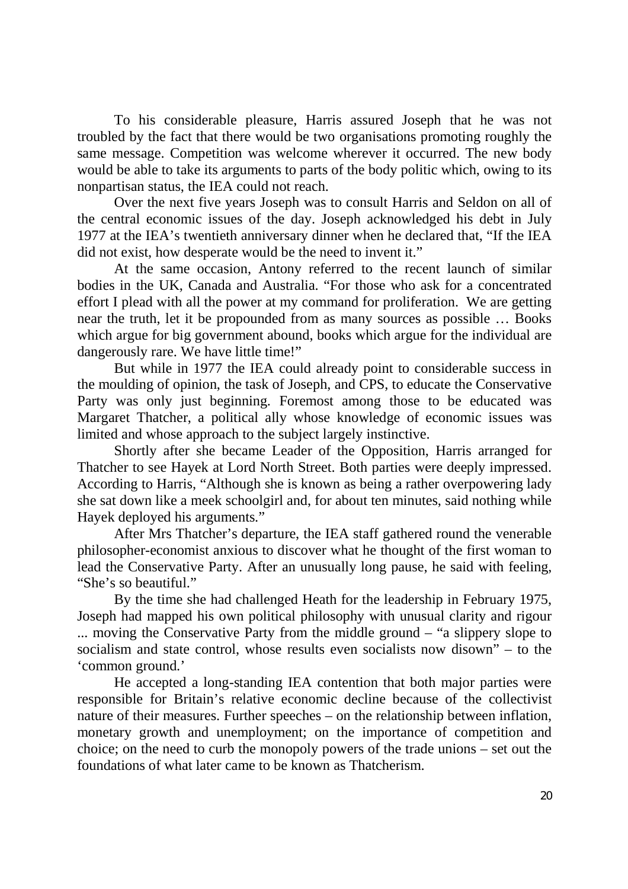To his considerable pleasure, Harris assured Joseph that he was not troubled by the fact that there would be two organisations promoting roughly the same message. Competition was welcome wherever it occurred. The new body would be able to take its arguments to parts of the body politic which, owing to its nonpartisan status, the IEA could not reach.

Over the next five years Joseph was to consult Harris and Seldon on all of the central economic issues of the day. Joseph acknowledged his debt in July 1977 at the IEA's twentieth anniversary dinner when he declared that, "If the IEA did not exist, how desperate would be the need to invent it."

At the same occasion, Antony referred to the recent launch of similar bodies in the UK, Canada and Australia. "For those who ask for a concentrated effort I plead with all the power at my command for proliferation. We are getting near the truth, let it be propounded from as many sources as possible … Books which argue for big government abound, books which argue for the individual are dangerously rare. We have little time!"

But while in 1977 the IEA could already point to considerable success in the moulding of opinion, the task of Joseph, and CPS, to educate the Conservative Party was only just beginning. Foremost among those to be educated was Margaret Thatcher, a political ally whose knowledge of economic issues was limited and whose approach to the subject largely instinctive.

Shortly after she became Leader of the Opposition, Harris arranged for Thatcher to see Hayek at Lord North Street. Both parties were deeply impressed. According to Harris, "Although she is known as being a rather overpowering lady she sat down like a meek schoolgirl and, for about ten minutes, said nothing while Hayek deployed his arguments."

After Mrs Thatcher's departure, the IEA staff gathered round the venerable philosopher-economist anxious to discover what he thought of the first woman to lead the Conservative Party. After an unusually long pause, he said with feeling, "She's so beautiful."

By the time she had challenged Heath for the leadership in February 1975, Joseph had mapped his own political philosophy with unusual clarity and rigour ... moving the Conservative Party from the middle ground – "a slippery slope to socialism and state control, whose results even socialists now disown" – to the 'common ground.'

He accepted a long-standing IEA contention that both major parties were responsible for Britain's relative economic decline because of the collectivist nature of their measures. Further speeches – on the relationship between inflation, monetary growth and unemployment; on the importance of competition and choice; on the need to curb the monopoly powers of the trade unions – set out the foundations of what later came to be known as Thatcherism.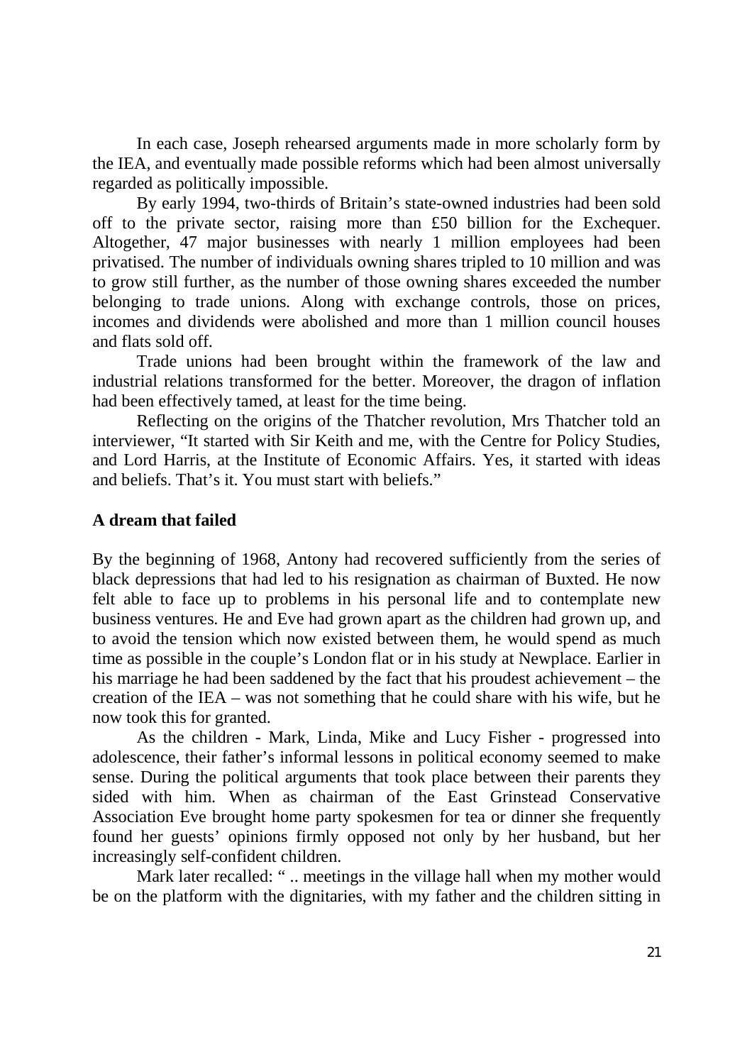In each case, Joseph rehearsed arguments made in more scholarly form by the IEA, and eventually made possible reforms which had been almost universally regarded as politically impossible.

By early 1994, two-thirds of Britain's state-owned industries had been sold off to the private sector, raising more than £50 billion for the Exchequer. Altogether, 47 major businesses with nearly 1 million employees had been privatised. The number of individuals owning shares tripled to 10 million and was to grow still further, as the number of those owning shares exceeded the number belonging to trade unions. Along with exchange controls, those on prices, incomes and dividends were abolished and more than 1 million council houses and flats sold off.

Trade unions had been brought within the framework of the law and industrial relations transformed for the better. Moreover, the dragon of inflation had been effectively tamed, at least for the time being.

Reflecting on the origins of the Thatcher revolution, Mrs Thatcher told an interviewer, "It started with Sir Keith and me, with the Centre for Policy Studies, and Lord Harris, at the Institute of Economic Affairs. Yes, it started with ideas and beliefs. That's it. You must start with beliefs."

## A dream that failed

By the beginning of 1968, Antony had recovered sufficiently from the series of black depressions that had led to his resignation as chairman of Buxted. He now felt able to face up to problems in his personal life and to contemplate new business ventures. He and Eve had grown apart as the children had grown up, and to avoid the tension which now existed between them, he would spend as much time as possible in the couple's London flat or in his study at Newplace. Earlier in his marriage he had been saddened by the fact that his proudest achievement – the creation of the IEA – was not something that he could share with his wife, but he now took this for granted.

As the children - Mark, Linda, Mike and Lucy Fisher - progressed into adolescence, their father's informal lessons in political economy seemed to make sense. During the political arguments that took place between their parents they sided with him. When as chairman of the East Grinstead Conservative Association Eve brought home party spokesmen for tea or dinner she frequently found her guests' opinions firmly opposed not only by her husband, but her increasingly self-confident children.

Mark later recalled: " .. meetings in the village hall when my mother would be on the platform with the dignitaries, with my father and the children sitting in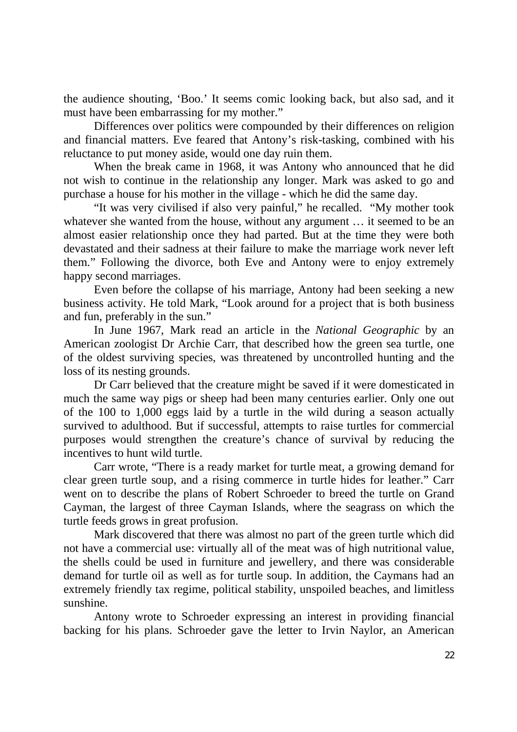the audience shouting, 'Boo.' It seems comic looking back, but also sad, and it must have been embarrassing for my mother."

Differences over politics were compounded by their differences on religion and financial matters. Eve feared that Antony's risk-tasking, combined with his reluctance to put money aside, would one day ruin them.

When the break came in 1968, it was Antony who announced that he did not wish to continue in the relationship any longer. Mark was asked to go and purchase a house for his mother in the village - which he did the same day.

"It was very civilised if also very painful," he recalled. "My mother took whatever she wanted from the house, without any argument … it seemed to be an almost easier relationship once they had parted. But at the time they were both devastated and their sadness at their failure to make the marriage work never left them." Following the divorce, both Eve and Antony were to enjoy extremely happy second marriages.

Even before the collapse of his marriage, Antony had been seeking a new business activity. He told Mark, "Look around for a project that is both business and fun, preferably in the sun."

In June 1967, Mark read an article in the *National Geographic* by an American zoologist Dr Archie Carr, that described how the green sea turtle, one of the oldest surviving species, was threatened by uncontrolled hunting and the loss of its nesting grounds.

Dr Carr believed that the creature might be saved if it were domesticated in much the same way pigs or sheep had been many centuries earlier. Only one out of the 100 to 1,000 eggs laid by a turtle in the wild during a season actually survived to adulthood. But if successful, attempts to raise turtles for commercial purposes would strengthen the creature's chance of survival by reducing the incentives to hunt wild turtle.

Carr wrote, "There is a ready market for turtle meat, a growing demand for clear green turtle soup, and a rising commerce in turtle hides for leather." Carr went on to describe the plans of Robert Schroeder to breed the turtle on Grand Cayman, the largest of three Cayman Islands, where the seagrass on which the turtle feeds grows in great profusion.

Mark discovered that there was almost no part of the green turtle which did not have a commercial use: virtually all of the meat was of high nutritional value, the shells could be used in furniture and jewellery, and there was considerable demand for turtle oil as well as for turtle soup. In addition, the Caymans had an extremely friendly tax regime, political stability, unspoiled beaches, and limitless sunshine.

Antony wrote to Schroeder expressing an interest in providing financial backing for his plans. Schroeder gave the letter to Irvin Naylor, an American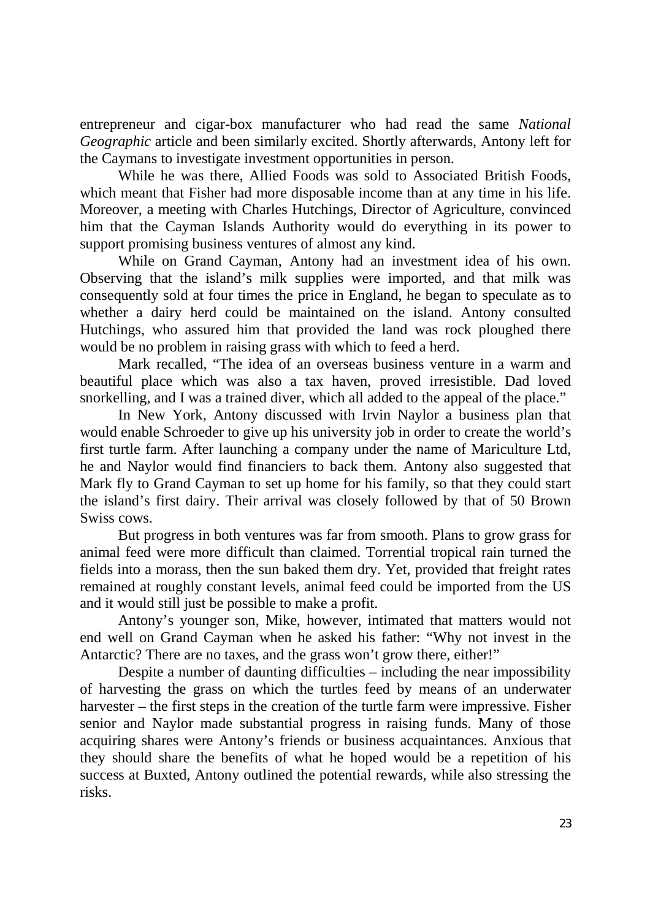entrepreneur and cigar-box manufacturer who had read the same *National Geographic* article and been similarly excited. Shortly afterwards, Antony left for the Caymans to investigate investment opportunities in person.

While he was there, Allied Foods was sold to Associated British Foods, which meant that Fisher had more disposable income than at any time in his life. Moreover, a meeting with Charles Hutchings, Director of Agriculture, convinced him that the Cayman Islands Authority would do everything in its power to support promising business ventures of almost any kind.

While on Grand Cayman, Antony had an investment idea of his own. Observing that the island's milk supplies were imported, and that milk was consequently sold at four times the price in England, he began to speculate as to whether a dairy herd could be maintained on the island. Antony consulted Hutchings, who assured him that provided the land was rock ploughed there would be no problem in raising grass with which to feed a herd.

Mark recalled, "The idea of an overseas business venture in a warm and beautiful place which was also a tax haven, proved irresistible. Dad loved snorkelling, and I was a trained diver, which all added to the appeal of the place."

In New York, Antony discussed with Irvin Naylor a business plan that would enable Schroeder to give up his university job in order to create the world's first turtle farm. After launching a company under the name of Mariculture Ltd, he and Naylor would find financiers to back them. Antony also suggested that Mark fly to Grand Cayman to set up home for his family, so that they could start the island's first dairy. Their arrival was closely followed by that of 50 Brown Swiss cows.

But progress in both ventures was far from smooth. Plans to grow grass for animal feed were more difficult than claimed. Torrential tropical rain turned the fields into a morass, then the sun baked them dry. Yet, provided that freight rates remained at roughly constant levels, animal feed could be imported from the US and it would still just be possible to make a profit.

Antony's younger son, Mike, however, intimated that matters would not end well on Grand Cayman when he asked his father: "Why not invest in the Antarctic? There are no taxes, and the grass won't grow there, either!"

Despite a number of daunting difficulties – including the near impossibility of harvesting the grass on which the turtles feed by means of an underwater harvester – the first steps in the creation of the turtle farm were impressive. Fisher senior and Naylor made substantial progress in raising funds. Many of those acquiring shares were Antony's friends or business acquaintances. Anxious that they should share the benefits of what he hoped would be a repetition of his success at Buxted, Antony outlined the potential rewards, while also stressing the risks.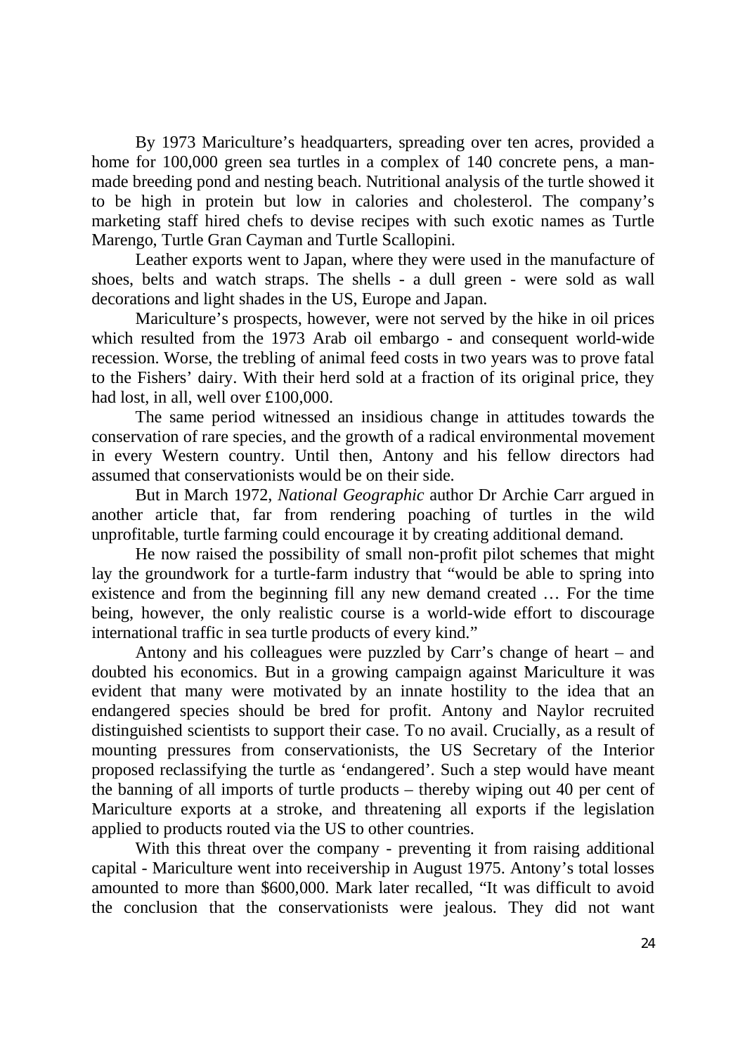By 1973 Mariculture's headquarters, spreading over ten acres, provided a home for 100,000 green sea turtles in a complex of 140 concrete pens, a man-made breeding pond and nesting beach. Nutritional analysis of the turtle showed it to be high in protein but low in calories and cholesterol. The company's marketing staff hired chefs to devise recipes with such exotic names as Turtle Marengo, Turtle Gran Cayman and Turtle Scallopini.

Leather exports went to Japan, where they were used in the manufacture of shoes, belts and watch straps. The shells - a dull green - were sold as wall decorations and light shades in the US, Europe and Japan.

Mariculture's prospects, however, were not served by the hike in oil prices which resulted from the 1973 Arab oil embargo - and consequent world-wide recession. Worse, the trebling of animal feed costs in two years was to prove fatal to the Fishers' dairy. With their herd sold at a fraction of its original price, they had lost, in all, well over £100,000.

The same period witnessed an insidious change in attitudes towards the conservation of rare species, and the growth of a radical environmental movement in every Western country. Until then, Antony and his fellow directors had assumed that conservationists would be on their side.

But in March 1972, *National Geographic* author Dr Archie Carr argued in another article that, far from rendering poaching of turtles in the wild unprofitable, turtle farming could encourage it by creating additional demand.

He now raised the possibility of small non-profit pilot schemes that might lay the groundwork for a turtle-farm industry that "would be able to spring into existence and from the beginning fill any new demand created … For the time being, however, the only realistic course is a world-wide effort to discourage international traffic in sea turtle products of every kind."

Antony and his colleagues were puzzled by Carr's change of heart – and doubted his economics. But in a growing campaign against Mariculture it was evident that many were motivated by an innate hostility to the idea that an endangered species should be bred for profit. Antony and Naylor recruited distinguished scientists to support their case. To no avail. Crucially, as a result of mounting pressures from conservationists, the US Secretary of the Interior proposed reclassifying the turtle as 'endangered'. Such a step would have meant the banning of all imports of turtle products – thereby wiping out 40 per cent of Mariculture exports at a stroke, and threatening all exports if the legislation applied to products routed via the US to other countries.

With this threat over the company - preventing it from raising additional capital - Mariculture went into receivership in August 1975. Antony's total losses amounted to more than $600,000. Mark later recalled, "It was difficult to avoid the conclusion that the conservationists were jealous. They did not want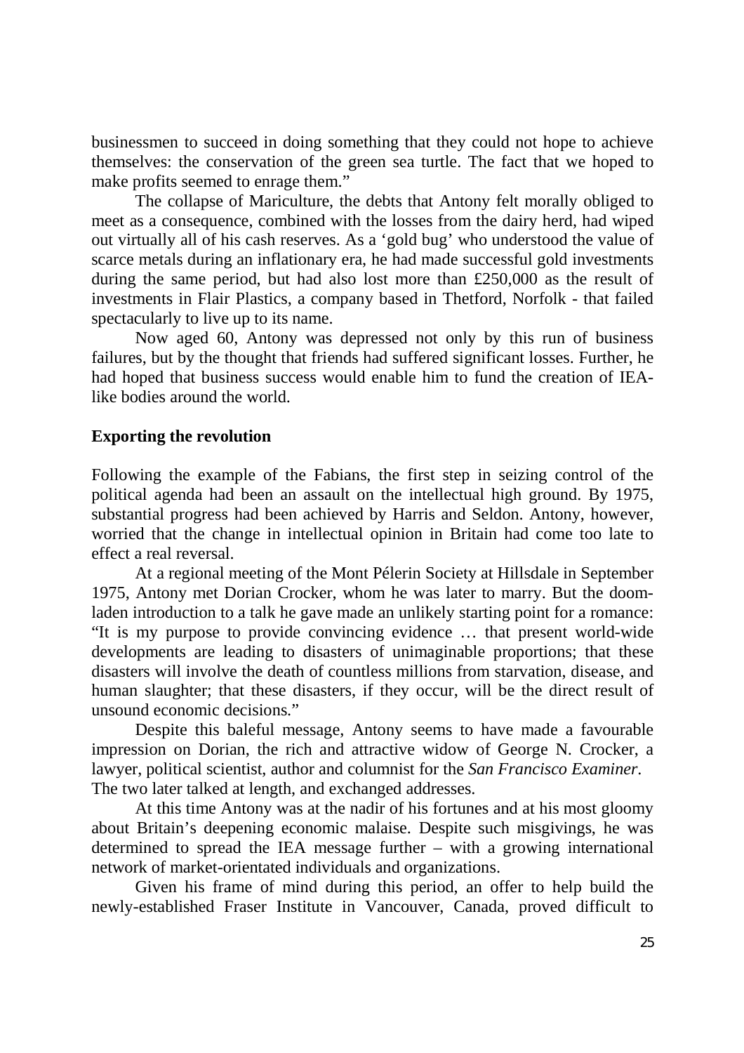businessmen to succeed in doing something that they could not hope to achieve themselves: the conservation of the green sea turtle. The fact that we hoped to make profits seemed to enrage them."

The collapse of Mariculture, the debts that Antony felt morally obliged to meet as a consequence, combined with the losses from the dairy herd, had wiped out virtually all of his cash reserves. As a 'gold bug' who understood the value of scarce metals during an inflationary era, he had made successful gold investments during the same period, but had also lost more than £250,000 as the result of investments in Flair Plastics, a company based in Thetford, Norfolk - that failed spectacularly to live up to its name.

Now aged 60, Antony was depressed not only by this run of business failures, but by the thought that friends had suffered significant losses. Further, he had hoped that business success would enable him to fund the creation of IEA-like bodies around the world.

## Exporting the revolution

Following the example of the Fabians, the first step in seizing control of the political agenda had been an assault on the intellectual high ground. By 1975, substantial progress had been achieved by Harris and Seldon. Antony, however, worried that the change in intellectual opinion in Britain had come too late to effect a real reversal.

At a regional meeting of the Mont Pélerin Society at Hillsdale in September 1975, Antony met Dorian Crocker, whom he was later to marry. But the doom-laden introduction to a talk he gave made an unlikely starting point for a romance: "It is my purpose to provide convincing evidence … that present world-wide developments are leading to disasters of unimaginable proportions; that these disasters will involve the death of countless millions from starvation, disease, and human slaughter; that these disasters, if they occur, will be the direct result of unsound economic decisions."

Despite this baleful message, Antony seems to have made a favourable impression on Dorian, the rich and attractive widow of George N. Crocker, a lawyer, political scientist, author and columnist for the *San Francisco Examiner*. The two later talked at length, and exchanged addresses.

At this time Antony was at the nadir of his fortunes and at his most gloomy about Britain's deepening economic malaise. Despite such misgivings, he was determined to spread the IEA message further – with a growing international network of market-orientated individuals and organizations.

Given his frame of mind during this period, an offer to help build the newly-established Fraser Institute in Vancouver, Canada, proved difficult to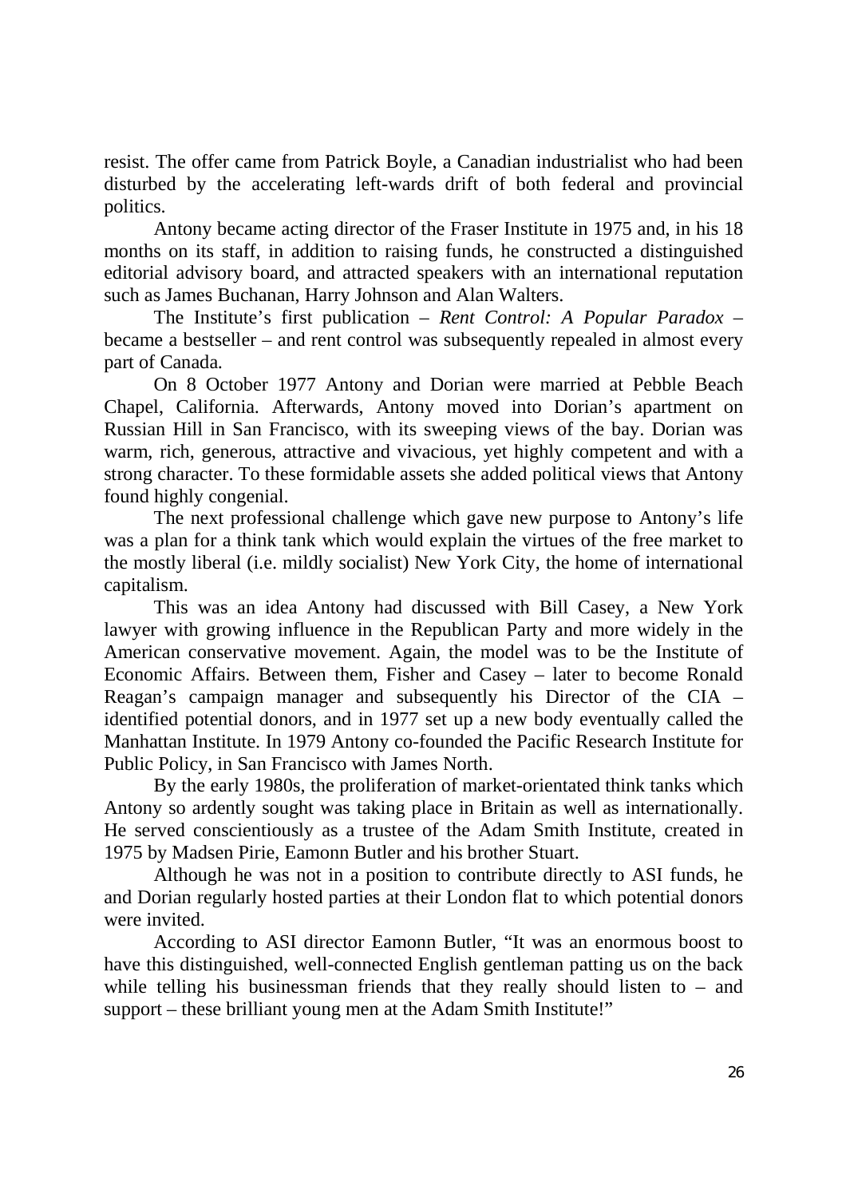resist. The offer came from Patrick Boyle, a Canadian industrialist who had been disturbed by the accelerating left-wards drift of both federal and provincial politics.

Antony became acting director of the Fraser Institute in 1975 and, in his 18 months on its staff, in addition to raising funds, he constructed a distinguished editorial advisory board, and attracted speakers with an international reputation such as James Buchanan, Harry Johnson and Alan Walters.

The Institute's first publication – *Rent Control: A Popular Paradox* – became a bestseller – and rent control was subsequently repealed in almost every part of Canada.

On 8 October 1977 Antony and Dorian were married at Pebble Beach Chapel, California. Afterwards, Antony moved into Dorian's apartment on Russian Hill in San Francisco, with its sweeping views of the bay. Dorian was warm, rich, generous, attractive and vivacious, yet highly competent and with a strong character. To these formidable assets she added political views that Antony found highly congenial.

The next professional challenge which gave new purpose to Antony's life was a plan for a think tank which would explain the virtues of the free market to the mostly liberal (i.e. mildly socialist) New York City, the home of international capitalism.

This was an idea Antony had discussed with Bill Casey, a New York lawyer with growing influence in the Republican Party and more widely in the American conservative movement. Again, the model was to be the Institute of Economic Affairs. Between them, Fisher and Casey – later to become Ronald Reagan's campaign manager and subsequently his Director of the CIA – identified potential donors, and in 1977 set up a new body eventually called the Manhattan Institute. In 1979 Antony co-founded the Pacific Research Institute for Public Policy, in San Francisco with James North.

By the early 1980s, the proliferation of market-orientated think tanks which Antony so ardently sought was taking place in Britain as well as internationally. He served conscientiously as a trustee of the Adam Smith Institute, created in 1975 by Madsen Pirie, Eamonn Butler and his brother Stuart.

Although he was not in a position to contribute directly to ASI funds, he and Dorian regularly hosted parties at their London flat to which potential donors were invited.

According to ASI director Eamonn Butler, "It was an enormous boost to have this distinguished, well-connected English gentleman patting us on the back while telling his businessman friends that they really should listen to – and support – these brilliant young men at the Adam Smith Institute!"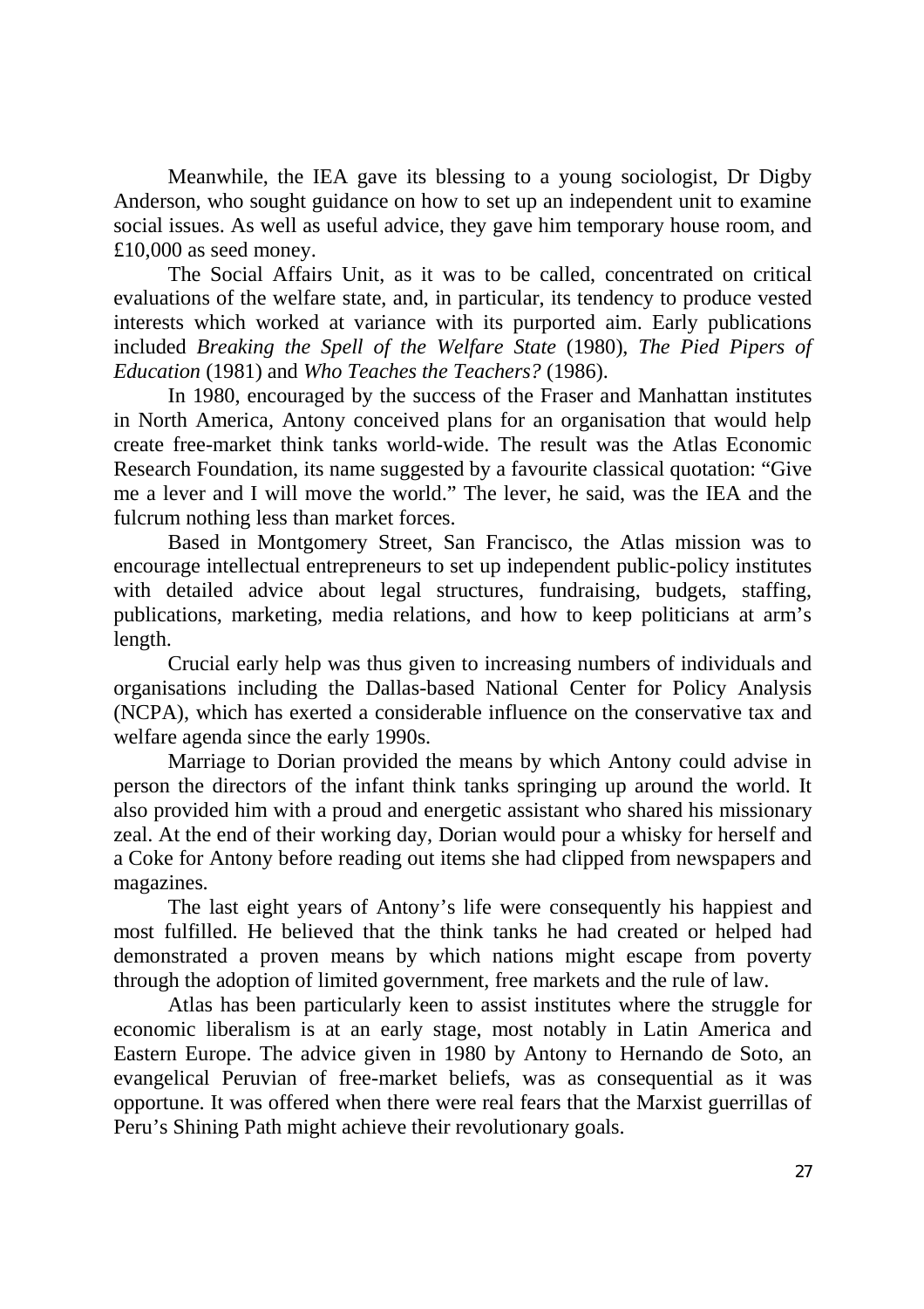Meanwhile, the IEA gave its blessing to a young sociologist, Dr Digby Anderson, who sought guidance on how to set up an independent unit to examine social issues. As well as useful advice, they gave him temporary house room, and £10,000 as seed money.

The Social Affairs Unit, as it was to be called, concentrated on critical evaluations of the welfare state, and, in particular, its tendency to produce vested interests which worked at variance with its purported aim. Early publications included *Breaking the Spell of the Welfare State* (1980), *The Pied Pipers of Education* (1981) and *Who Teaches the Teachers?* (1986).

In 1980, encouraged by the success of the Fraser and Manhattan institutes in North America, Antony conceived plans for an organisation that would help create free-market think tanks world-wide. The result was the Atlas Economic Research Foundation, its name suggested by a favourite classical quotation: "Give me a lever and I will move the world." The lever, he said, was the IEA and the fulcrum nothing less than market forces.

Based in Montgomery Street, San Francisco, the Atlas mission was to encourage intellectual entrepreneurs to set up independent public-policy institutes with detailed advice about legal structures, fundraising, budgets, staffing, publications, marketing, media relations, and how to keep politicians at arm's length.

Crucial early help was thus given to increasing numbers of individuals and organisations including the Dallas-based National Center for Policy Analysis (NCPA), which has exerted a considerable influence on the conservative tax and welfare agenda since the early 1990s.

Marriage to Dorian provided the means by which Antony could advise in person the directors of the infant think tanks springing up around the world. It also provided him with a proud and energetic assistant who shared his missionary zeal. At the end of their working day, Dorian would pour a whisky for herself and a Coke for Antony before reading out items she had clipped from newspapers and magazines.

The last eight years of Antony's life were consequently his happiest and most fulfilled. He believed that the think tanks he had created or helped had demonstrated a proven means by which nations might escape from poverty through the adoption of limited government, free markets and the rule of law.

Atlas has been particularly keen to assist institutes where the struggle for economic liberalism is at an early stage, most notably in Latin America and Eastern Europe. The advice given in 1980 by Antony to Hernando de Soto, an evangelical Peruvian of free-market beliefs, was as consequential as it was opportune. It was offered when there were real fears that the Marxist guerrillas of Peru's Shining Path might achieve their revolutionary goals.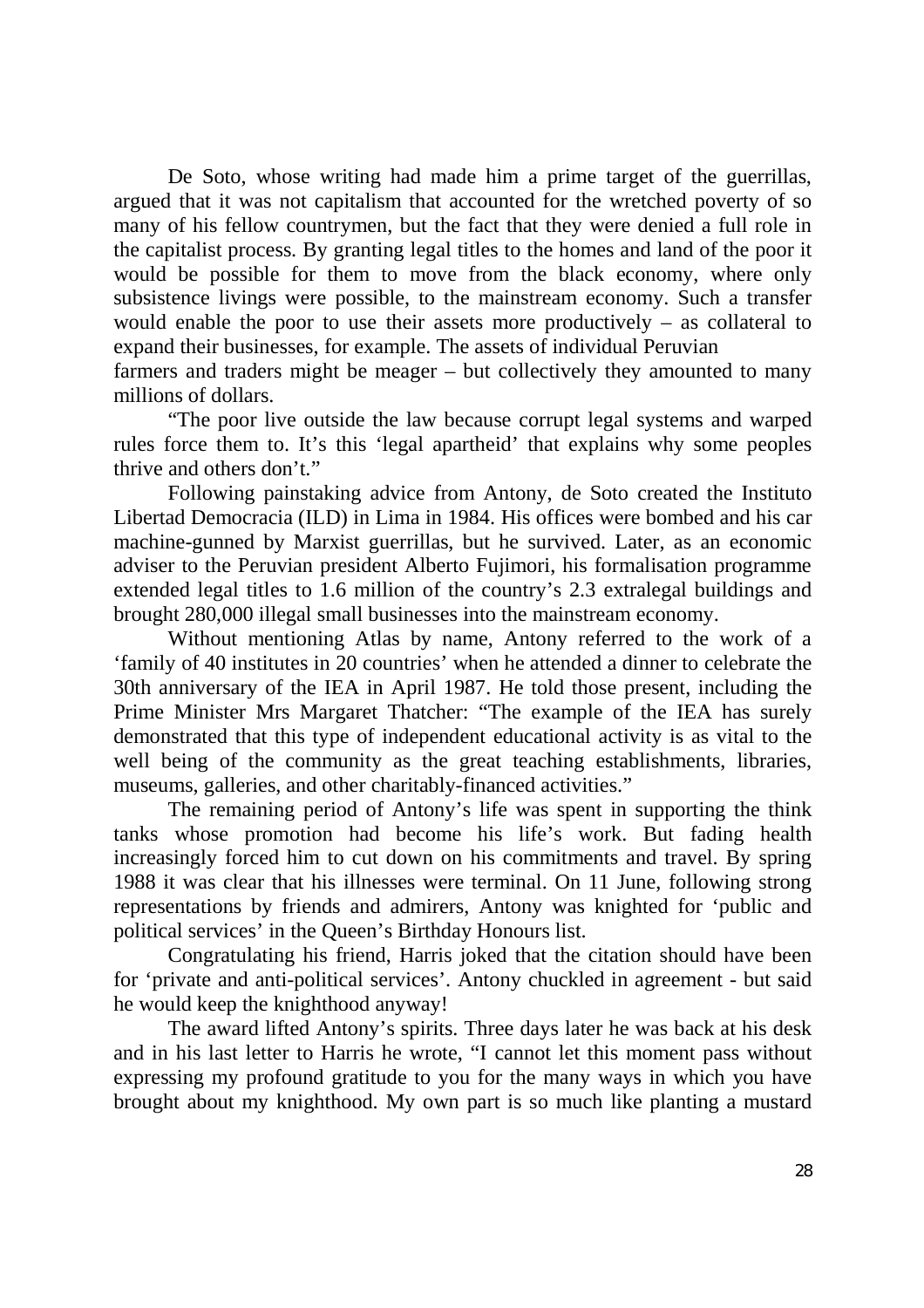De Soto, whose writing had made him a prime target of the guerrillas, argued that it was not capitalism that accounted for the wretched poverty of so many of his fellow countrymen, but the fact that they were denied a full role in the capitalist process. By granting legal titles to the homes and land of the poor it would be possible for them to move from the black economy, where only subsistence livings were possible, to the mainstream economy. Such a transfer would enable the poor to use their assets more productively – as collateral to expand their businesses, for example. The assets of individual Peruvian farmers and traders might be meager – but collectively they amounted to many millions of dollars.

"The poor live outside the law because corrupt legal systems and warped rules force them to. It's this 'legal apartheid' that explains why some peoples thrive and others don't."

Following painstaking advice from Antony, de Soto created the Instituto Libertad Democracia (ILD) in Lima in 1984. His offices were bombed and his car machine-gunned by Marxist guerrillas, but he survived. Later, as an economic adviser to the Peruvian president Alberto Fujimori, his formalisation programme extended legal titles to 1.6 million of the country's 2.3 extralegal buildings and brought 280,000 illegal small businesses into the mainstream economy.

Without mentioning Atlas by name, Antony referred to the work of a 'family of 40 institutes in 20 countries' when he attended a dinner to celebrate the 30th anniversary of the IEA in April 1987. He told those present, including the Prime Minister Mrs Margaret Thatcher: "The example of the IEA has surely demonstrated that this type of independent educational activity is as vital to the well being of the community as the great teaching establishments, libraries, museums, galleries, and other charitably-financed activities."

The remaining period of Antony's life was spent in supporting the think tanks whose promotion had become his life's work. But fading health increasingly forced him to cut down on his commitments and travel. By spring 1988 it was clear that his illnesses were terminal. On 11 June, following strong representations by friends and admirers, Antony was knighted for 'public and political services' in the Queen's Birthday Honours list.

Congratulating his friend, Harris joked that the citation should have been for 'private and anti-political services'. Antony chuckled in agreement - but said he would keep the knighthood anyway!

The award lifted Antony's spirits. Three days later he was back at his desk and in his last letter to Harris he wrote, "I cannot let this moment pass without expressing my profound gratitude to you for the many ways in which you have brought about my knighthood. My own part is so much like planting a mustard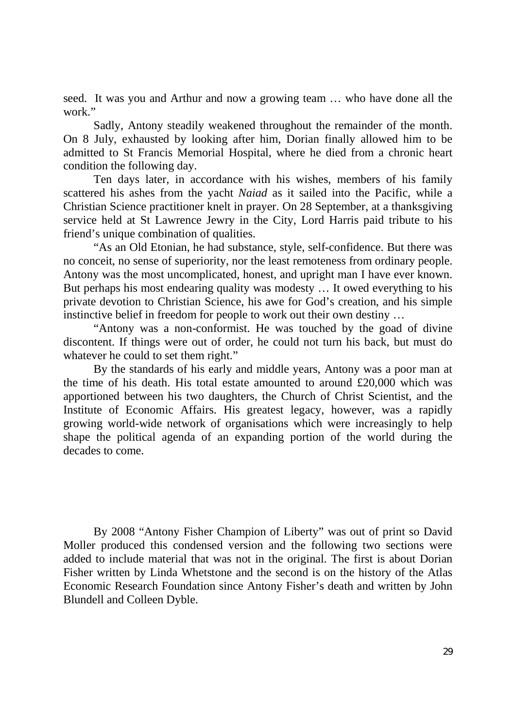seed. It was you and Arthur and now a growing team … who have done all the work."

Sadly, Antony steadily weakened throughout the remainder of the month. On 8 July, exhausted by looking after him, Dorian finally allowed him to be admitted to St Francis Memorial Hospital, where he died from a chronic heart condition the following day.

Ten days later, in accordance with his wishes, members of his family scattered his ashes from the yacht *Naiad* as it sailed into the Pacific, while a Christian Science practitioner knelt in prayer. On 28 September, at a thanksgiving service held at St Lawrence Jewry in the City, Lord Harris paid tribute to his friend's unique combination of qualities.

"As an Old Etonian, he had substance, style, self-confidence. But there was no conceit, no sense of superiority, nor the least remoteness from ordinary people. Antony was the most uncomplicated, honest, and upright man I have ever known. But perhaps his most endearing quality was modesty … It owed everything to his private devotion to Christian Science, his awe for God's creation, and his simple instinctive belief in freedom for people to work out their own destiny …

"Antony was a non-conformist. He was touched by the goad of divine discontent. If things were out of order, he could not turn his back, but must do whatever he could to set them right."

By the standards of his early and middle years, Antony was a poor man at the time of his death. His total estate amounted to around £20,000 which was apportioned between his two daughters, the Church of Christ Scientist, and the Institute of Economic Affairs. His greatest legacy, however, was a rapidly growing world-wide network of organisations which were increasingly to help shape the political agenda of an expanding portion of the world during the decades to come.

By 2008 "Antony Fisher Champion of Liberty" was out of print so David Moller produced this condensed version and the following two sections were added to include material that was not in the original. The first is about Dorian Fisher written by Linda Whetstone and the second is on the history of the Atlas Economic Research Foundation since Antony Fisher's death and written by John Blundell and Colleen Dyble.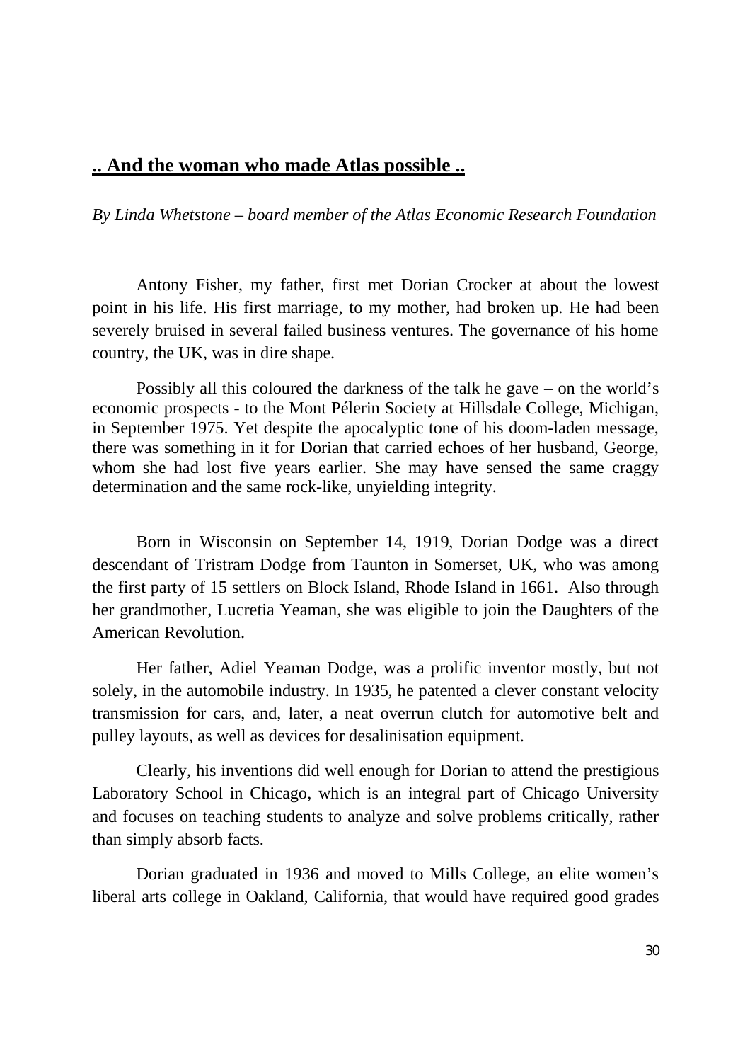## **.. And the woman who made Atlas possible ..**

*By Linda Whetstone – board member of the Atlas Economic Research Foundation*

Antony Fisher, my father, first met Dorian Crocker at about the lowest point in his life. His first marriage, to my mother, had broken up. He had been severely bruised in several failed business ventures. The governance of his home country, the UK, was in dire shape.

Possibly all this coloured the darkness of the talk he gave – on the world's economic prospects - to the Mont Pélerin Society at Hillsdale College, Michigan, in September 1975. Yet despite the apocalyptic tone of his doom-laden message, there was something in it for Dorian that carried echoes of her husband, George, whom she had lost five years earlier. She may have sensed the same craggy determination and the same rock-like, unyielding integrity.

Born in Wisconsin on September 14, 1919, Dorian Dodge was a direct descendant of Tristram Dodge from Taunton in Somerset, UK, who was among the first party of 15 settlers on Block Island, Rhode Island in 1661. Also through her grandmother, Lucretia Yeaman, she was eligible to join the Daughters of the American Revolution.

Her father, Adiel Yeaman Dodge, was a prolific inventor mostly, but not solely, in the automobile industry. In 1935, he patented a clever constant velocity transmission for cars, and, later, a neat overrun clutch for automotive belt and pulley layouts, as well as devices for desalinisation equipment.

Clearly, his inventions did well enough for Dorian to attend the prestigious Laboratory School in Chicago, which is an integral part of Chicago University and focuses on teaching students to analyze and solve problems critically, rather than simply absorb facts.

Dorian graduated in 1936 and moved to Mills College, an elite women's liberal arts college in Oakland, California, that would have required good grades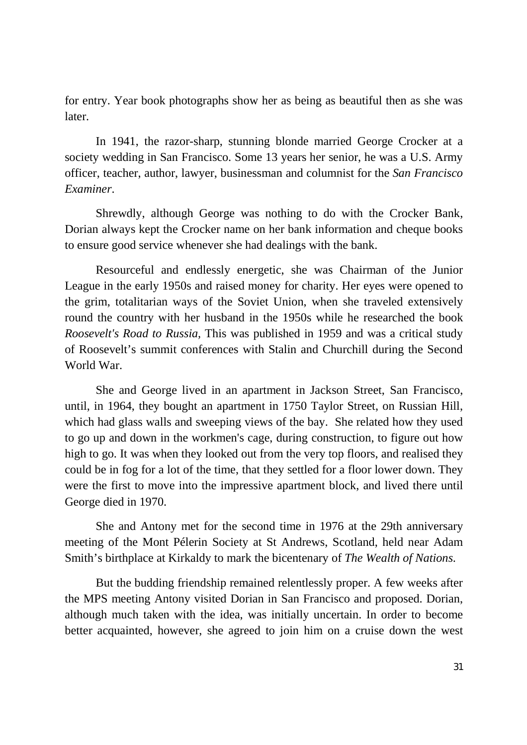for entry. Year book photographs show her as being as beautiful then as she was later.

In 1941, the razor-sharp, stunning blonde married George Crocker at a society wedding in San Francisco. Some 13 years her senior, he was a U.S. Army officer, teacher, author, lawyer, businessman and columnist for the *San Francisco Examiner*.

Shrewdly, although George was nothing to do with the Crocker Bank, Dorian always kept the Crocker name on her bank information and cheque books to ensure good service whenever she had dealings with the bank.

Resourceful and endlessly energetic, she was Chairman of the Junior League in the early 1950s and raised money for charity. Her eyes were opened to the grim, totalitarian ways of the Soviet Union, when she traveled extensively round the country with her husband in the 1950s while he researched the book *Roosevelt's Road to Russia*, This was published in 1959 and was a critical study of Roosevelt's summit conferences with Stalin and Churchill during the Second World War.

She and George lived in an apartment in Jackson Street, San Francisco, until, in 1964, they bought an apartment in 1750 Taylor Street, on Russian Hill, which had glass walls and sweeping views of the bay. She related how they used to go up and down in the workmen's cage, during construction, to figure out how high to go. It was when they looked out from the very top floors, and realised they could be in fog for a lot of the time, that they settled for a floor lower down. They were the first to move into the impressive apartment block, and lived there until George died in 1970.

She and Antony met for the second time in 1976 at the 29th anniversary meeting of the Mont Pélerin Society at St Andrews, Scotland, held near Adam Smith's birthplace at Kirkaldy to mark the bicentenary of *The Wealth of Nations.*

But the budding friendship remained relentlessly proper. A few weeks after the MPS meeting Antony visited Dorian in San Francisco and proposed. Dorian, although much taken with the idea, was initially uncertain. In order to become better acquainted, however, she agreed to join him on a cruise down the west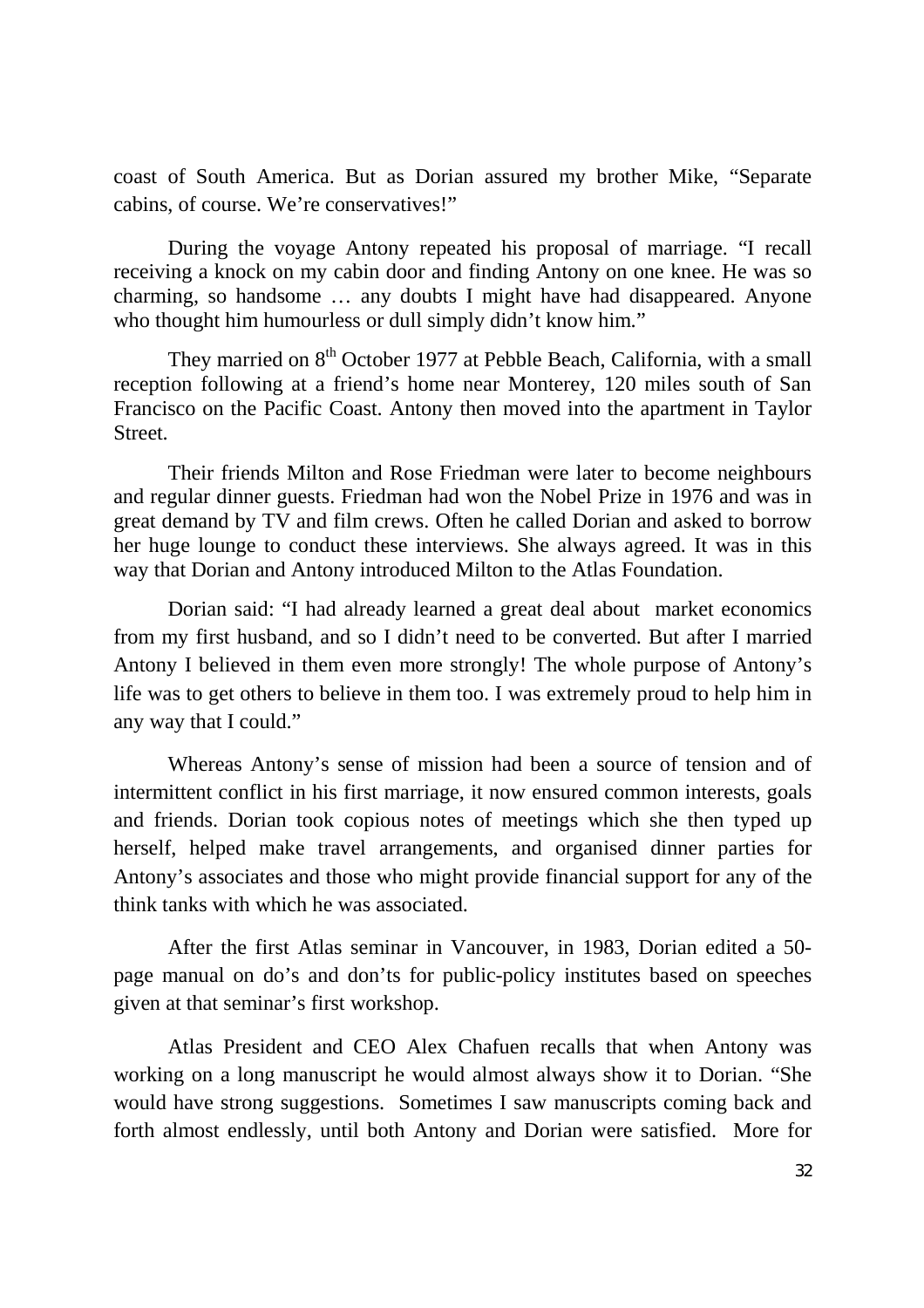coast of South America. But as Dorian assured my brother Mike, "Separate cabins, of course. We're conservatives!"

During the voyage Antony repeated his proposal of marriage. "I recall receiving a knock on my cabin door and finding Antony on one knee. He was so charming, so handsome … any doubts I might have had disappeared. Anyone who thought him humourless or dull simply didn't know him."

They married on 8th October 1977 at Pebble Beach, California, with a small reception following at a friend's home near Monterey, 120 miles south of San Francisco on the Pacific Coast. Antony then moved into the apartment in Taylor Street.

Their friends Milton and Rose Friedman were later to become neighbours and regular dinner guests. Friedman had won the Nobel Prize in 1976 and was in great demand by TV and film crews. Often he called Dorian and asked to borrow her huge lounge to conduct these interviews. She always agreed. It was in this way that Dorian and Antony introduced Milton to the Atlas Foundation.

Dorian said: "I had already learned a great deal about market economics from my first husband, and so I didn't need to be converted. But after I married Antony I believed in them even more strongly! The whole purpose of Antony's life was to get others to believe in them too. I was extremely proud to help him in any way that I could."

Whereas Antony's sense of mission had been a source of tension and of intermittent conflict in his first marriage, it now ensured common interests, goals and friends. Dorian took copious notes of meetings which she then typed up herself, helped make travel arrangements, and organised dinner parties for Antony's associates and those who might provide financial support for any of the think tanks with which he was associated.

After the first Atlas seminar in Vancouver, in 1983, Dorian edited a 50-page manual on do's and don'ts for public-policy institutes based on speeches given at that seminar's first workshop.

Atlas President and CEO Alex Chafuen recalls that when Antony was working on a long manuscript he would almost always show it to Dorian. "She would have strong suggestions. Sometimes I saw manuscripts coming back and forth almost endlessly, until both Antony and Dorian were satisfied. More for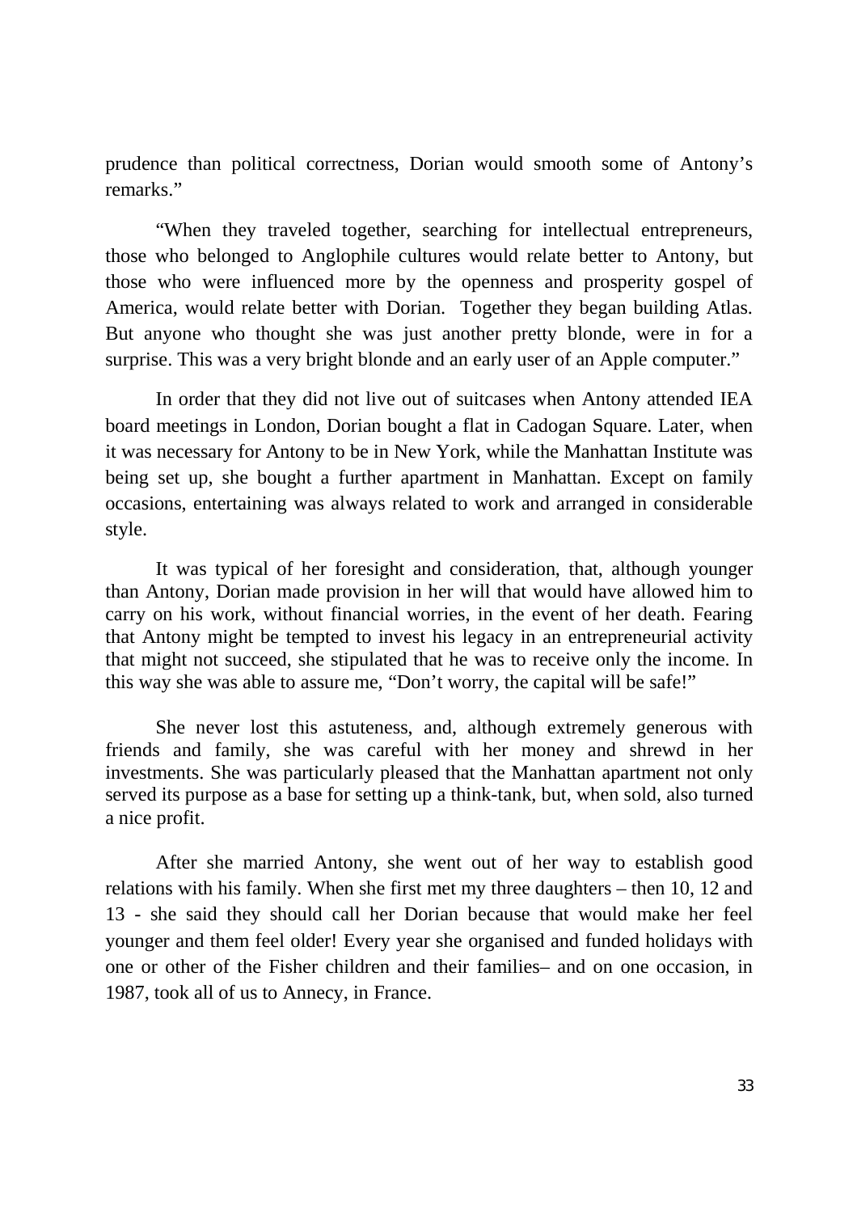prudence than political correctness, Dorian would smooth some of Antony's remarks."

"When they traveled together, searching for intellectual entrepreneurs, those who belonged to Anglophile cultures would relate better to Antony, but those who were influenced more by the openness and prosperity gospel of America, would relate better with Dorian. Together they began building Atlas. But anyone who thought she was just another pretty blonde, were in for a surprise. This was a very bright blonde and an early user of an Apple computer."

In order that they did not live out of suitcases when Antony attended IEA board meetings in London, Dorian bought a flat in Cadogan Square. Later, when it was necessary for Antony to be in New York, while the Manhattan Institute was being set up, she bought a further apartment in Manhattan. Except on family occasions, entertaining was always related to work and arranged in considerable style.

It was typical of her foresight and consideration, that, although younger than Antony, Dorian made provision in her will that would have allowed him to carry on his work, without financial worries, in the event of her death. Fearing that Antony might be tempted to invest his legacy in an entrepreneurial activity that might not succeed, she stipulated that he was to receive only the income. In this way she was able to assure me, "Don't worry, the capital will be safe!"

She never lost this astuteness, and, although extremely generous with friends and family, she was careful with her money and shrewd in her investments. She was particularly pleased that the Manhattan apartment not only served its purpose as a base for setting up a think-tank, but, when sold, also turned a nice profit.

After she married Antony, she went out of her way to establish good relations with his family. When she first met my three daughters – then 10, 12 and 13 - she said they should call her Dorian because that would make her feel younger and them feel older! Every year she organised and funded holidays with one or other of the Fisher children and their families– and on one occasion, in 1987, took all of us to Annecy, in France.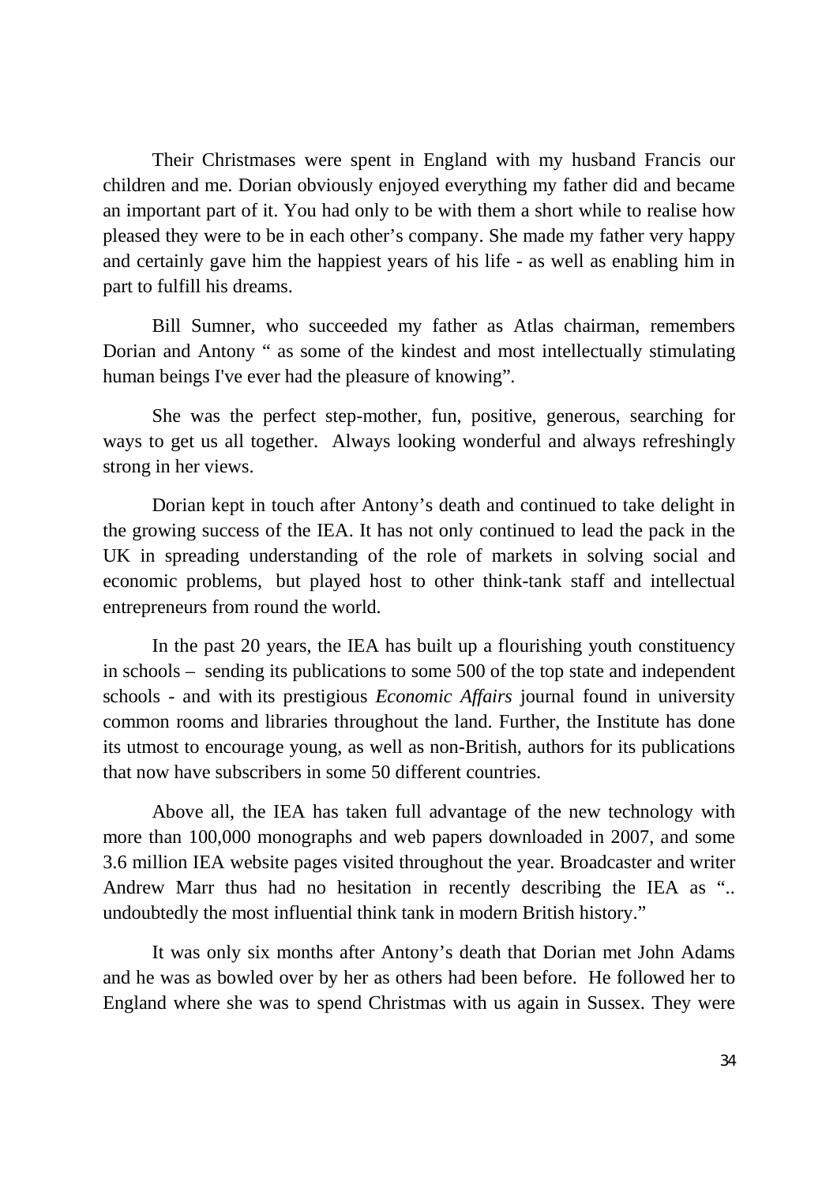Their Christmases were spent in England with my husband Francis our children and me. Dorian obviously enjoyed everything my father did and became an important part of it. You had only to be with them a short while to realise how pleased they were to be in each other's company. She made my father very happy and certainly gave him the happiest years of his life - as well as enabling him in part to fulfill his dreams.

Bill Sumner, who succeeded my father as Atlas chairman, remembers Dorian and Antony " as some of the kindest and most intellectually stimulating human beings I've ever had the pleasure of knowing".

She was the perfect step-mother, fun, positive, generous, searching for ways to get us all together. Always looking wonderful and always refreshingly strong in her views.

Dorian kept in touch after Antony's death and continued to take delight in the growing success of the IEA. It has not only continued to lead the pack in the UK in spreading understanding of the role of markets in solving social and economic problems, but played host to other think-tank staff and intellectual entrepreneurs from round the world.

In the past 20 years, the IEA has built up a flourishing youth constituency in schools – sending its publications to some 500 of the top state and independent schools - and with its prestigious *Economic Affairs* journal found in university common rooms and libraries throughout the land. Further, the Institute has done its utmost to encourage young, as well as non-British, authors for its publications that now have subscribers in some 50 different countries.

Above all, the IEA has taken full advantage of the new technology with more than 100,000 monographs and web papers downloaded in 2007, and some 3.6 million IEA website pages visited throughout the year. Broadcaster and writer Andrew Marr thus had no hesitation in recently describing the IEA as ".. undoubtedly the most influential think tank in modern British history."

It was only six months after Antony's death that Dorian met John Adams and he was as bowled over by her as others had been before. He followed her to England where she was to spend Christmas with us again in Sussex. They were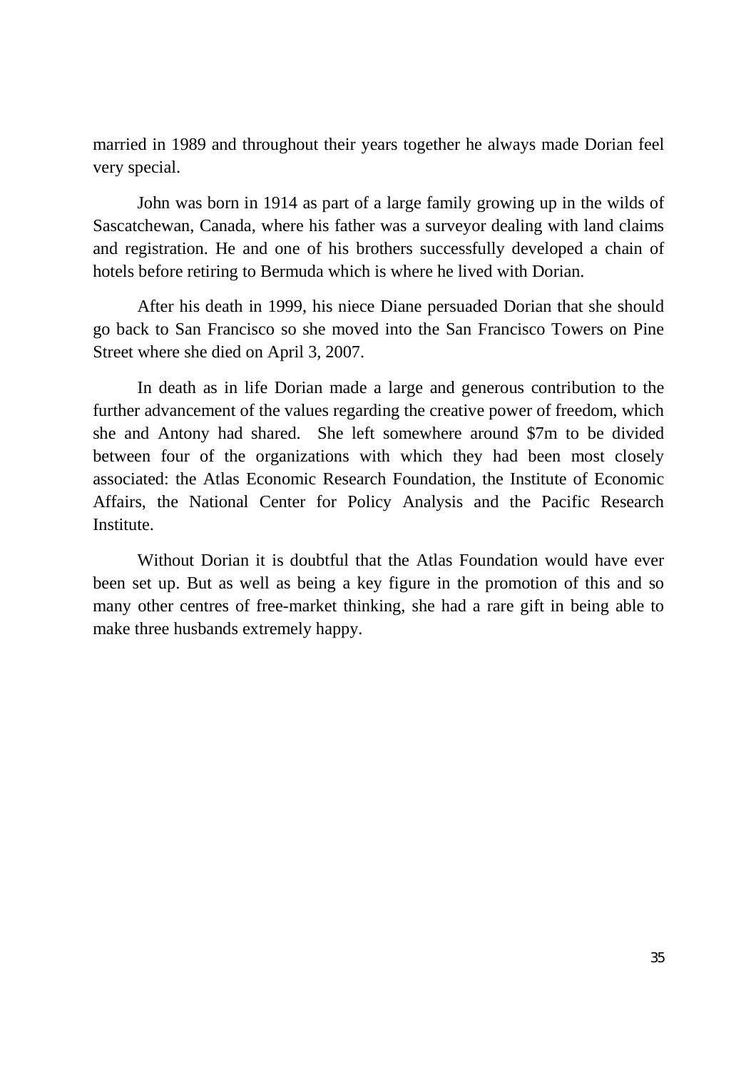married in 1989 and throughout their years together he always made Dorian feel very special.

John was born in 1914 as part of a large family growing up in the wilds of Sascatchewan, Canada, where his father was a surveyor dealing with land claims and registration. He and one of his brothers successfully developed a chain of hotels before retiring to Bermuda which is where he lived with Dorian.

After his death in 1999, his niece Diane persuaded Dorian that she should go back to San Francisco so she moved into the San Francisco Towers on Pine Street where she died on April 3, 2007.

In death as in life Dorian made a large and generous contribution to the further advancement of the values regarding the creative power of freedom, which she and Antony had shared. She left somewhere around $7m to be divided between four of the organizations with which they had been most closely associated: the Atlas Economic Research Foundation, the Institute of Economic Affairs, the National Center for Policy Analysis and the Pacific Research Institute.

Without Dorian it is doubtful that the Atlas Foundation would have ever been set up. But as well as being a key figure in the promotion of this and so many other centres of free-market thinking, she had a rare gift in being able to make three husbands extremely happy.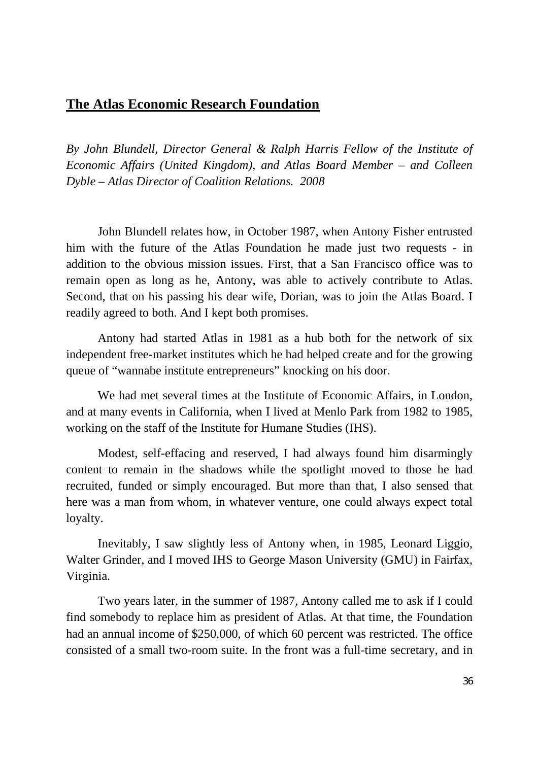## The Atlas Economic Research Foundation

*By John Blundell, Director General & Ralph Harris Fellow of the Institute of Economic Affairs (United Kingdom), and Atlas Board Member – and Colleen Dyble – Atlas Director of Coalition Relations. 2008*

John Blundell relates how, in October 1987, when Antony Fisher entrusted him with the future of the Atlas Foundation he made just two requests - in addition to the obvious mission issues. First, that a San Francisco office was to remain open as long as he, Antony, was able to actively contribute to Atlas. Second, that on his passing his dear wife, Dorian, was to join the Atlas Board. I readily agreed to both. And I kept both promises.

Antony had started Atlas in 1981 as a hub both for the network of six independent free-market institutes which he had helped create and for the growing queue of "wannabe institute entrepreneurs" knocking on his door.

We had met several times at the Institute of Economic Affairs, in London, and at many events in California, when I lived at Menlo Park from 1982 to 1985, working on the staff of the Institute for Humane Studies (IHS).

Modest, self-effacing and reserved, I had always found him disarmingly content to remain in the shadows while the spotlight moved to those he had recruited, funded or simply encouraged. But more than that, I also sensed that here was a man from whom, in whatever venture, one could always expect total loyalty.

Inevitably, I saw slightly less of Antony when, in 1985, Leonard Liggio, Walter Grinder, and I moved IHS to George Mason University (GMU) in Fairfax, Virginia.

Two years later, in the summer of 1987, Antony called me to ask if I could find somebody to replace him as president of Atlas. At that time, the Foundation had an annual income of $250,000, of which 60 percent was restricted. The office consisted of a small two-room suite. In the front was a full-time secretary, and in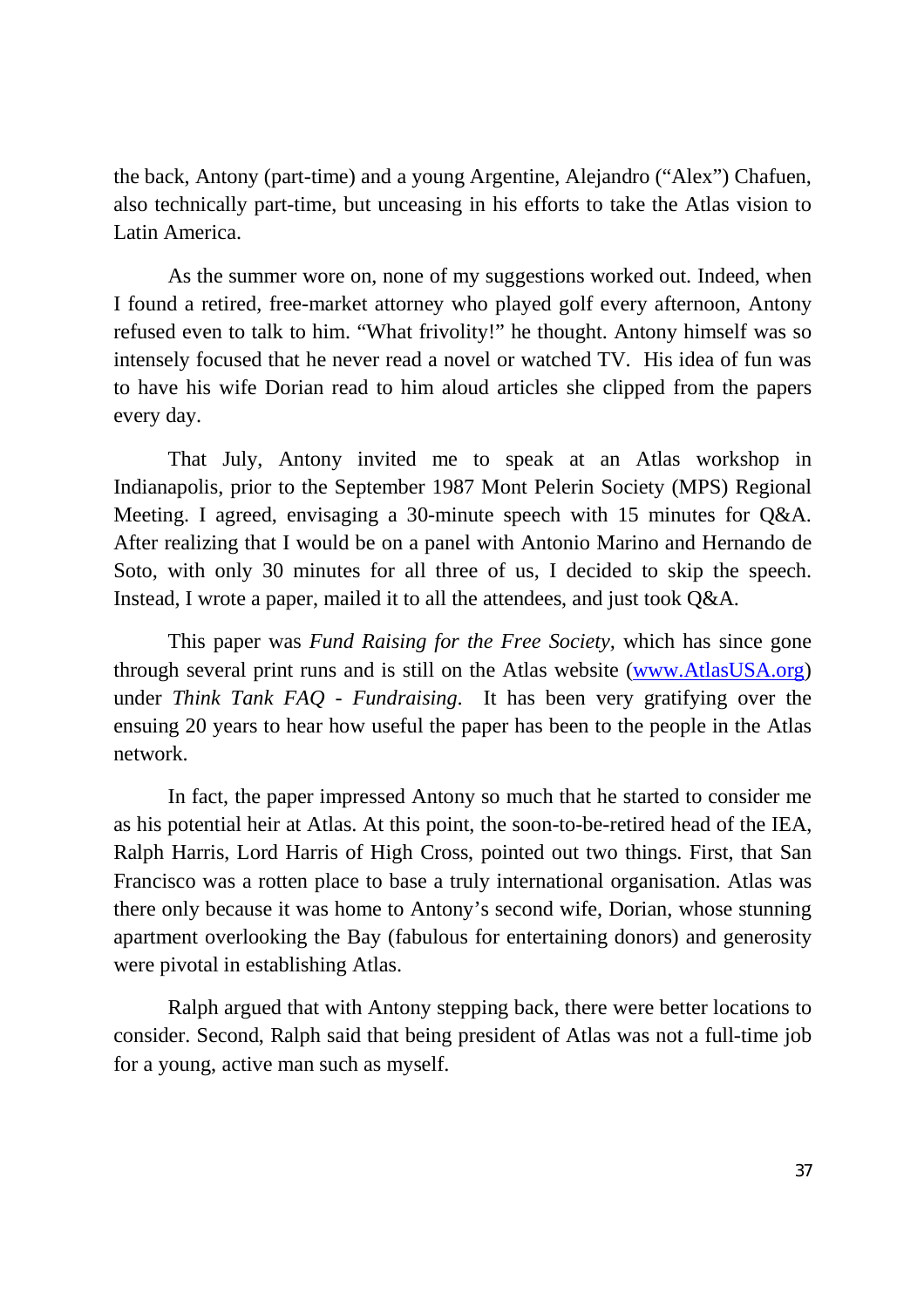the back, Antony (part-time) and a young Argentine, Alejandro ("Alex") Chafuen, also technically part-time, but unceasing in his efforts to take the Atlas vision to Latin America.

As the summer wore on, none of my suggestions worked out. Indeed, when I found a retired, free-market attorney who played golf every afternoon, Antony refused even to talk to him. "What frivolity!" he thought. Antony himself was so intensely focused that he never read a novel or watched TV. His idea of fun was to have his wife Dorian read to him aloud articles she clipped from the papers every day.

That July, Antony invited me to speak at an Atlas workshop in Indianapolis, prior to the September 1987 Mont Pelerin Society (MPS) Regional Meeting. I agreed, envisaging a 30-minute speech with 15 minutes for Q&A. After realizing that I would be on a panel with Antonio Marino and Hernando de Soto, with only 30 minutes for all three of us, I decided to skip the speech. Instead, I wrote a paper, mailed it to all the attendees, and just took Q&A.

This paper was *Fund Raising for the Free Society,* which has since gone through several print runs and is still on the Atlas website ([www.AtlasUSA.org](http://www.AtlasUSA.org)) under *Think Tank FAQ - Fundraising*. It has been very gratifying over the ensuing 20 years to hear how useful the paper has been to the people in the Atlas network.

In fact, the paper impressed Antony so much that he started to consider me as his potential heir at Atlas. At this point, the soon-to-be-retired head of the IEA, Ralph Harris, Lord Harris of High Cross, pointed out two things. First, that San Francisco was a rotten place to base a truly international organisation. Atlas was there only because it was home to Antony's second wife, Dorian, whose stunning apartment overlooking the Bay (fabulous for entertaining donors) and generosity were pivotal in establishing Atlas.

Ralph argued that with Antony stepping back, there were better locations to consider. Second, Ralph said that being president of Atlas was not a full-time job for a young, active man such as myself.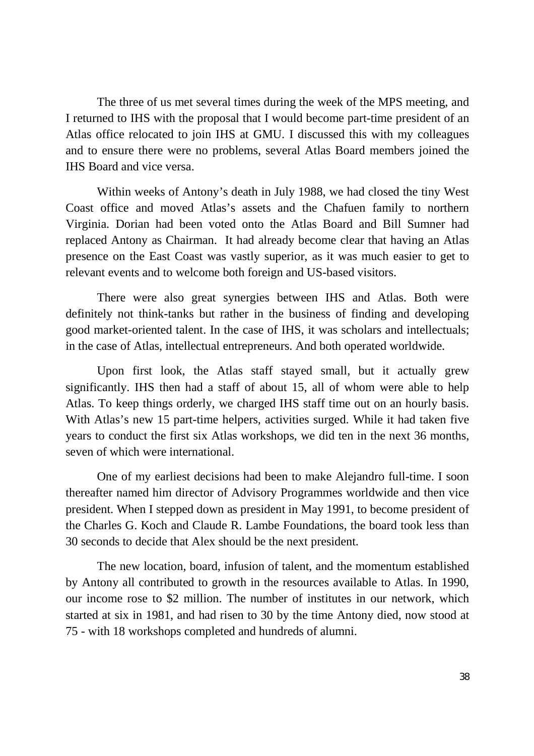The three of us met several times during the week of the MPS meeting, and I returned to IHS with the proposal that I would become part-time president of an Atlas office relocated to join IHS at GMU. I discussed this with my colleagues and to ensure there were no problems, several Atlas Board members joined the IHS Board and vice versa.

Within weeks of Antony's death in July 1988, we had closed the tiny West Coast office and moved Atlas's assets and the Chafuen family to northern Virginia. Dorian had been voted onto the Atlas Board and Bill Sumner had replaced Antony as Chairman. It had already become clear that having an Atlas presence on the East Coast was vastly superior, as it was much easier to get to relevant events and to welcome both foreign and US-based visitors.

There were also great synergies between IHS and Atlas. Both were definitely not think-tanks but rather in the business of finding and developing good market-oriented talent. In the case of IHS, it was scholars and intellectuals; in the case of Atlas, intellectual entrepreneurs. And both operated worldwide.

Upon first look, the Atlas staff stayed small, but it actually grew significantly. IHS then had a staff of about 15, all of whom were able to help Atlas. To keep things orderly, we charged IHS staff time out on an hourly basis. With Atlas's new 15 part-time helpers, activities surged. While it had taken five years to conduct the first six Atlas workshops, we did ten in the next 36 months, seven of which were international.

One of my earliest decisions had been to make Alejandro full-time. I soon thereafter named him director of Advisory Programmes worldwide and then vice president. When I stepped down as president in May 1991, to become president of the Charles G. Koch and Claude R. Lambe Foundations, the board took less than 30 seconds to decide that Alex should be the next president.

The new location, board, infusion of talent, and the momentum established by Antony all contributed to growth in the resources available to Atlas. In 1990, our income rose to $2 million. The number of institutes in our network, which started at six in 1981, and had risen to 30 by the time Antony died, now stood at 75 - with 18 workshops completed and hundreds of alumni.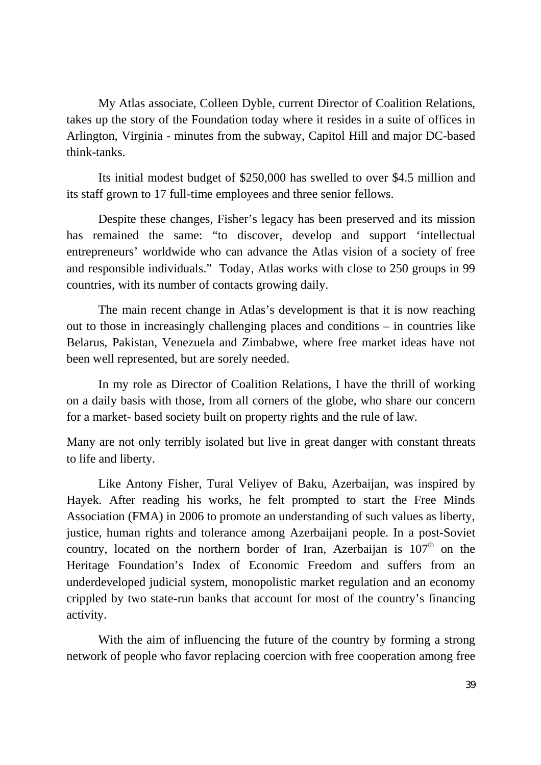My Atlas associate, Colleen Dyble, current Director of Coalition Relations, takes up the story of the Foundation today where it resides in a suite of offices in Arlington, Virginia - minutes from the subway, Capitol Hill and major DC-based think-tanks.

Its initial modest budget of $250,000 has swelled to over $4.5 million and its staff grown to 17 full-time employees and three senior fellows.

Despite these changes, Fisher's legacy has been preserved and its mission has remained the same: "to discover, develop and support 'intellectual entrepreneurs' worldwide who can advance the Atlas vision of a society of free and responsible individuals." Today, Atlas works with close to 250 groups in 99 countries, with its number of contacts growing daily.

The main recent change in Atlas's development is that it is now reaching out to those in increasingly challenging places and conditions – in countries like Belarus, Pakistan, Venezuela and Zimbabwe, where free market ideas have not been well represented, but are sorely needed.

In my role as Director of Coalition Relations, I have the thrill of working on a daily basis with those, from all corners of the globe, who share our concern for a market- based society built on property rights and the rule of law.

Many are not only terribly isolated but live in great danger with constant threats to life and liberty.

Like Antony Fisher, Tural Veliyev of Baku, Azerbaijan, was inspired by Hayek. After reading his works, he felt prompted to start the Free Minds Association (FMA) in 2006 to promote an understanding of such values as liberty, justice, human rights and tolerance among Azerbaijani people. In a post-Soviet country, located on the northern border of Iran, Azerbaijan is 107th on the Heritage Foundation's Index of Economic Freedom and suffers from an underdeveloped judicial system, monopolistic market regulation and an economy crippled by two state-run banks that account for most of the country's financing activity.

With the aim of influencing the future of the country by forming a strong network of people who favor replacing coercion with free cooperation among free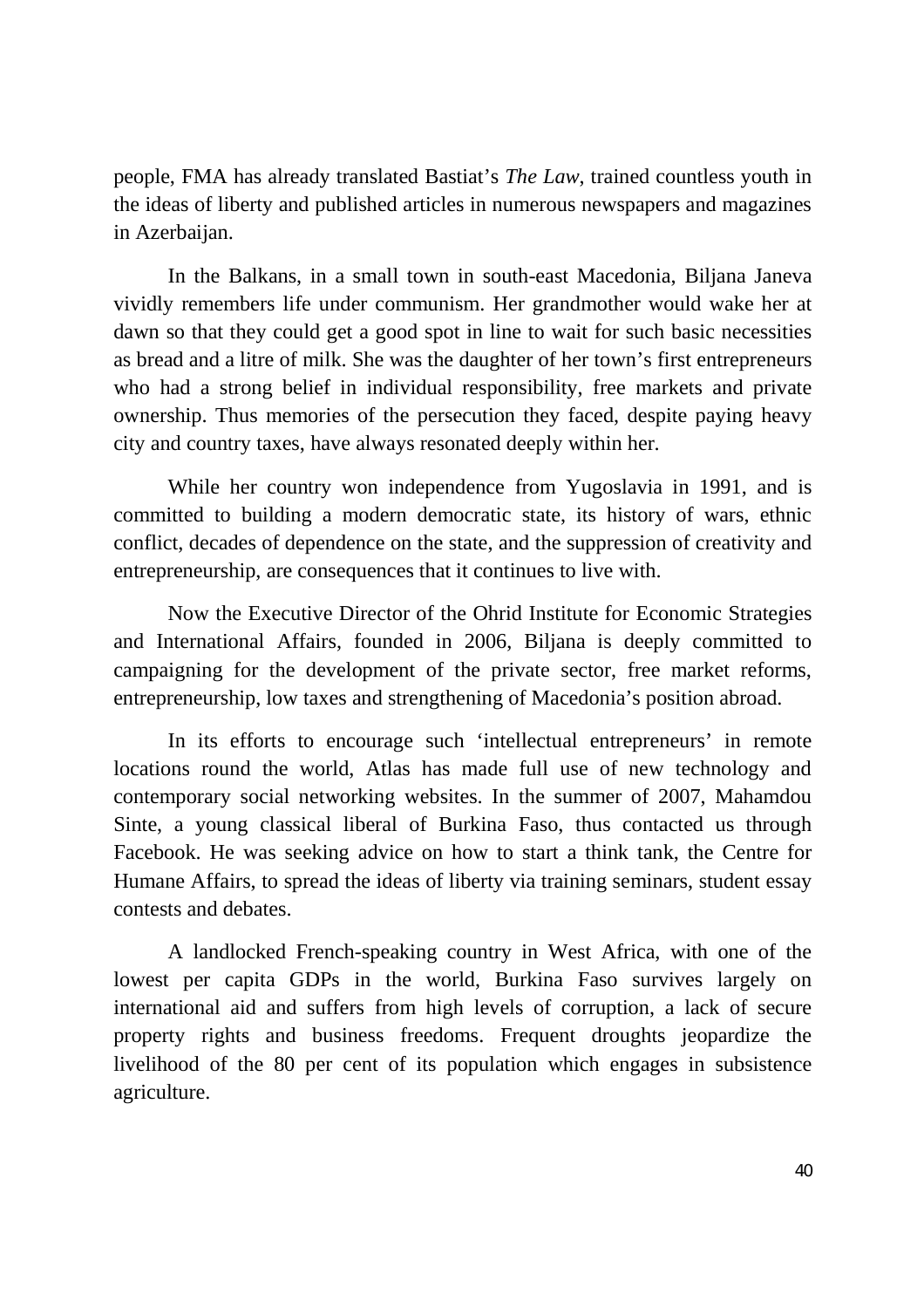people, FMA has already translated Bastiat's *The Law,* trained countless youth in the ideas of liberty and published articles in numerous newspapers and magazines in Azerbaijan.

In the Balkans, in a small town in south-east Macedonia, Biljana Janeva vividly remembers life under communism. Her grandmother would wake her at dawn so that they could get a good spot in line to wait for such basic necessities as bread and a litre of milk. She was the daughter of her town's first entrepreneurs who had a strong belief in individual responsibility, free markets and private ownership. Thus memories of the persecution they faced, despite paying heavy city and country taxes, have always resonated deeply within her.

While her country won independence from Yugoslavia in 1991, and is committed to building a modern democratic state, its history of wars, ethnic conflict, decades of dependence on the state, and the suppression of creativity and entrepreneurship, are consequences that it continues to live with.

Now the Executive Director of the Ohrid Institute for Economic Strategies and International Affairs, founded in 2006, Biljana is deeply committed to campaigning for the development of the private sector, free market reforms, entrepreneurship, low taxes and strengthening of Macedonia's position abroad.

In its efforts to encourage such 'intellectual entrepreneurs' in remote locations round the world, Atlas has made full use of new technology and contemporary social networking websites. In the summer of 2007, Mahamdou Sinte, a young classical liberal of Burkina Faso, thus contacted us through Facebook. He was seeking advice on how to start a think tank, the Centre for Humane Affairs, to spread the ideas of liberty via training seminars, student essay contests and debates.

A landlocked French-speaking country in West Africa, with one of the lowest per capita GDPs in the world, Burkina Faso survives largely on international aid and suffers from high levels of corruption, a lack of secure property rights and business freedoms. Frequent droughts jeopardize the livelihood of the 80 per cent of its population which engages in subsistence agriculture.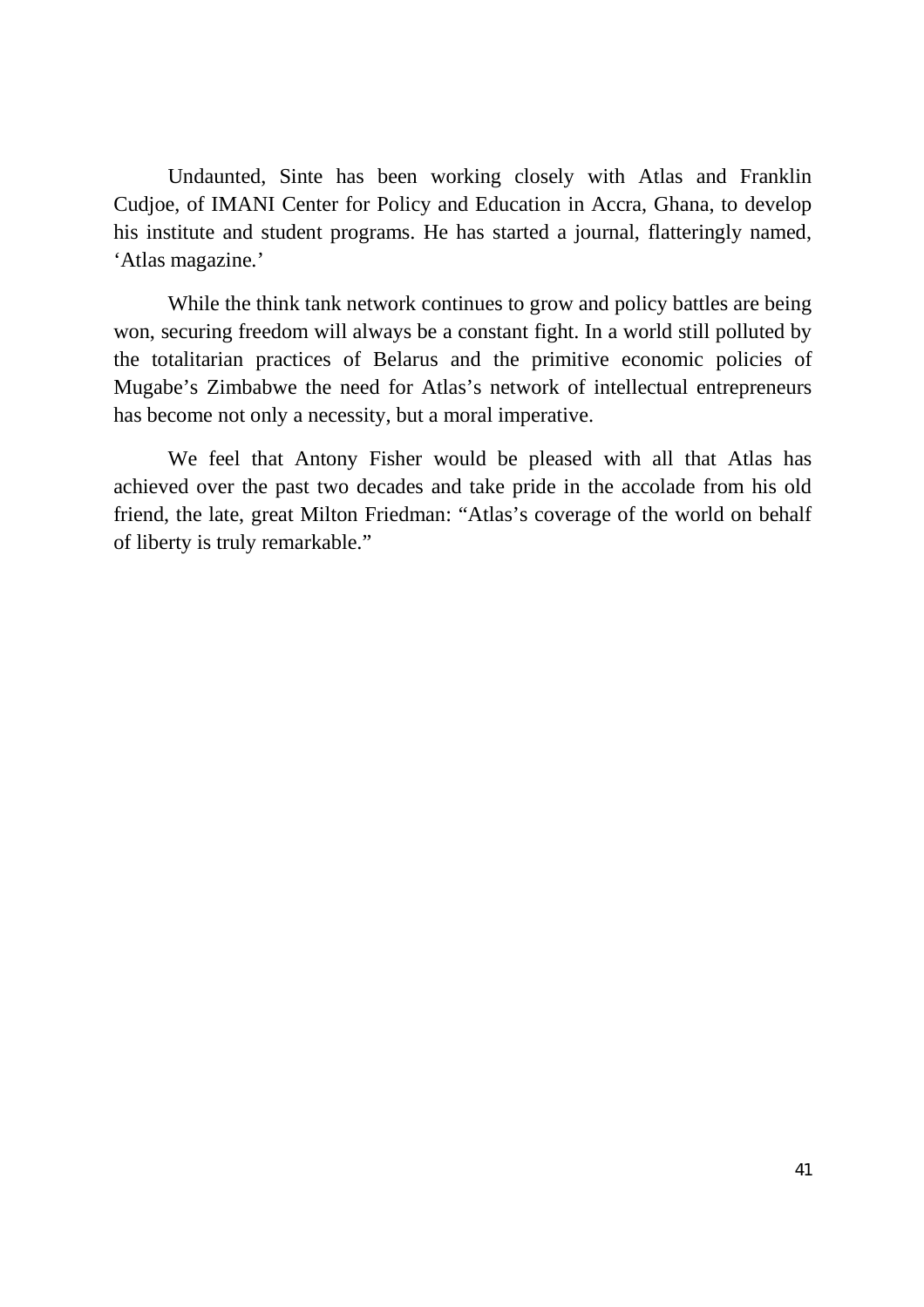Undaunted, Sinte has been working closely with Atlas and Franklin Cudjoe, of IMANI Center for Policy and Education in Accra, Ghana, to develop his institute and student programs. He has started a journal, flatteringly named, 'Atlas magazine.'

While the think tank network continues to grow and policy battles are being won, securing freedom will always be a constant fight. In a world still polluted by the totalitarian practices of Belarus and the primitive economic policies of Mugabe's Zimbabwe the need for Atlas's network of intellectual entrepreneurs has become not only a necessity, but a moral imperative.

We feel that Antony Fisher would be pleased with all that Atlas has achieved over the past two decades and take pride in the accolade from his old friend, the late, great Milton Friedman: "Atlas's coverage of the world on behalf of liberty is truly remarkable."